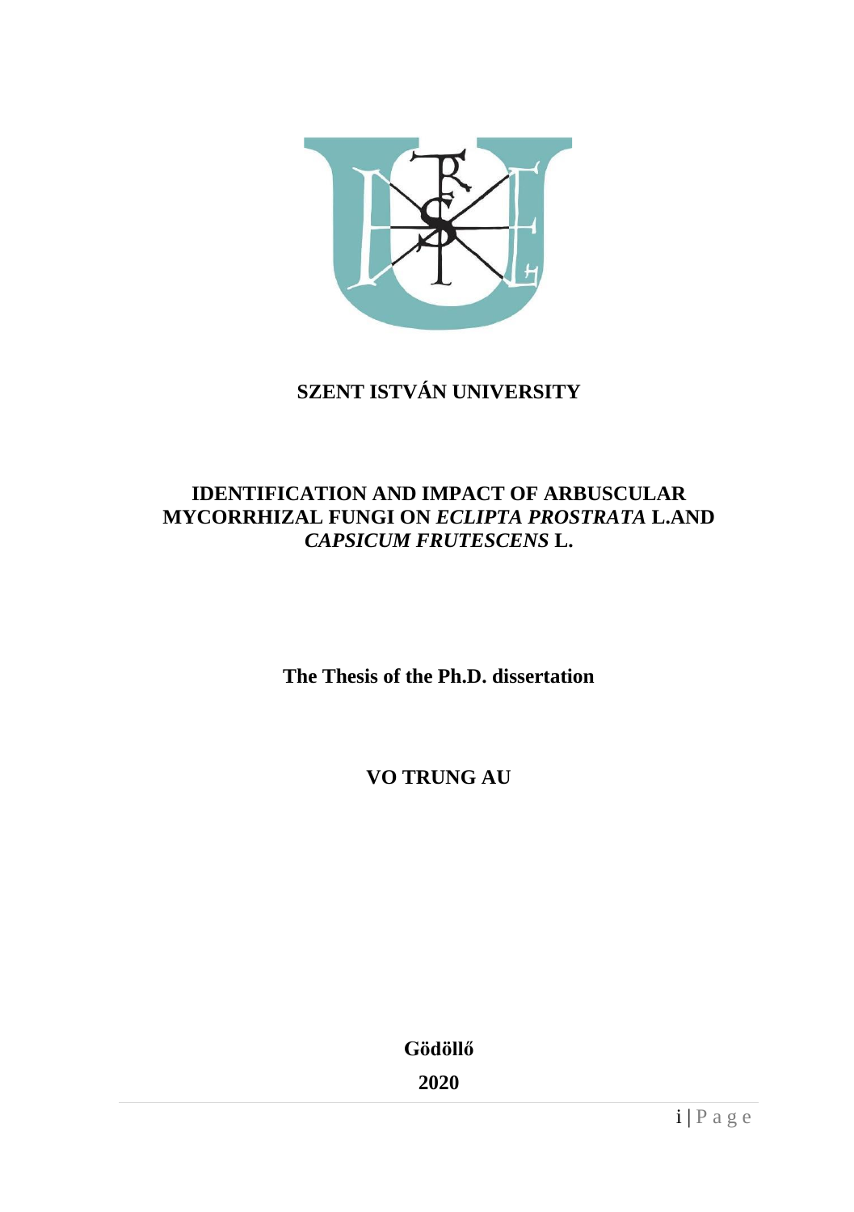**SZENT ISTVÁN UNIVERSITY**

# IDENTIFICATION AND IMPACT OF ARBUSCULAR MYCORRHIZAL FUNGI ON *ECLIPTA PROSTRATA* L.AND *CAPSICUM FRUTESCENS* L.

**The Thesis of the Ph.D. dissertation**

**VO TRUNG AU**

**Gödöllő**

**2020**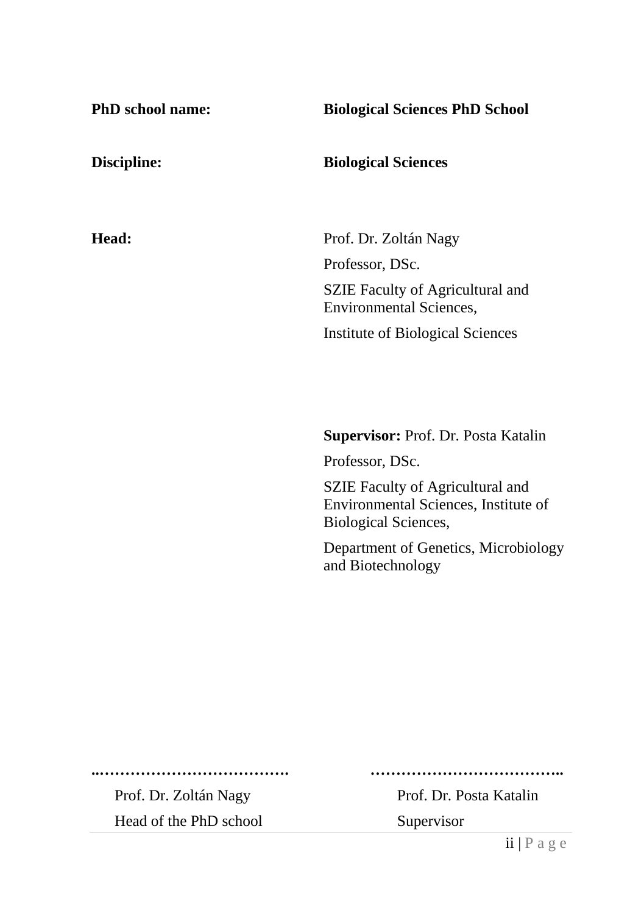**PhD school name:** **Biological Sciences PhD School**

**Discipline:** **Biological Sciences**

**Head:** Prof. Dr. Zoltán Nagy

Professor, DSc.

SZIE Faculty of Agricultural and Environmental Sciences,

Institute of Biological Sciences

**Supervisor:** Prof. Dr. Posta Katalin

Professor, DSc.

SZIE Faculty of Agricultural and Environmental Sciences, Institute of Biological Sciences,

Department of Genetics, Microbiology and Biotechnology

| | |
|---|---|
| ..………………………………. | ……………………………….. |
| Prof. Dr. Zoltán Nagy | Prof. Dr. Posta Katalin |
| Head of the PhD school | Supervisor |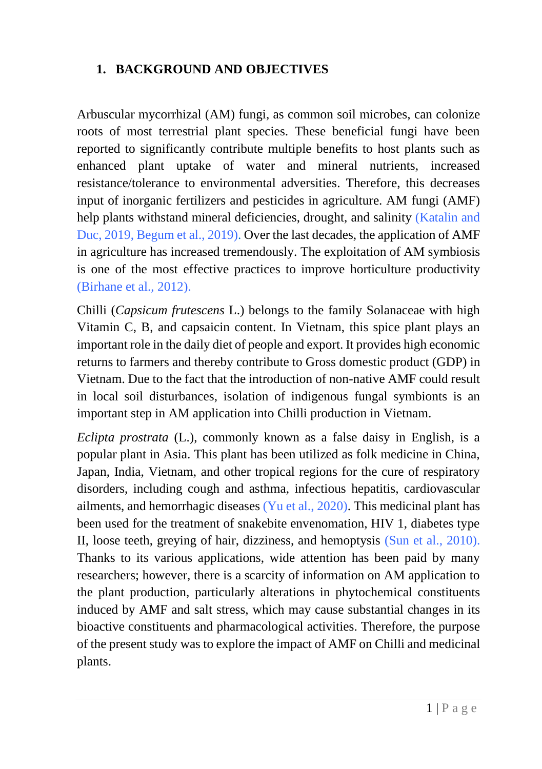# 1. BACKGROUND AND OBJECTIVES

Arbuscular mycorrhizal (AM) fungi, as common soil microbes, can colonize roots of most terrestrial plant species. These beneficial fungi have been reported to significantly contribute multiple benefits to host plants such as enhanced plant uptake of water and mineral nutrients, increased resistance/tolerance to environmental adversities. Therefore, this decreases input of inorganic fertilizers and pesticides in agriculture. AM fungi (AMF) help plants withstand mineral deficiencies, drought, and salinity (Katalin and Duc, 2019, Begum et al., 2019). Over the last decades, the application of AMF in agriculture has increased tremendously. The exploitation of AM symbiosis is one of the most effective practices to improve horticulture productivity (Birhane et al., 2012).

Chilli (*Capsicum frutescens* L.) belongs to the family Solanaceae with high Vitamin C, B, and capsaicin content. In Vietnam, this spice plant plays an important role in the daily diet of people and export. It provides high economic returns to farmers and thereby contribute to Gross domestic product (GDP) in Vietnam. Due to the fact that the introduction of non-native AMF could result in local soil disturbances, isolation of indigenous fungal symbionts is an important step in AM application into Chilli production in Vietnam.

*Eclipta prostrata* (L.), commonly known as a false daisy in English, is a popular plant in Asia. This plant has been utilized as folk medicine in China, Japan, India, Vietnam, and other tropical regions for the cure of respiratory disorders, including cough and asthma, infectious hepatitis, cardiovascular ailments, and hemorrhagic diseases (Yu et al., 2020). This medicinal plant has been used for the treatment of snakebite envenomation, HIV 1, diabetes type II, loose teeth, greying of hair, dizziness, and hemoptysis (Sun et al., 2010). Thanks to its various applications, wide attention has been paid by many researchers; however, there is a scarcity of information on AM application to the plant production, particularly alterations in phytochemical constituents induced by AMF and salt stress, which may cause substantial changes in its bioactive constituents and pharmacological activities. Therefore, the purpose of the present study was to explore the impact of AMF on Chilli and medicinal plants.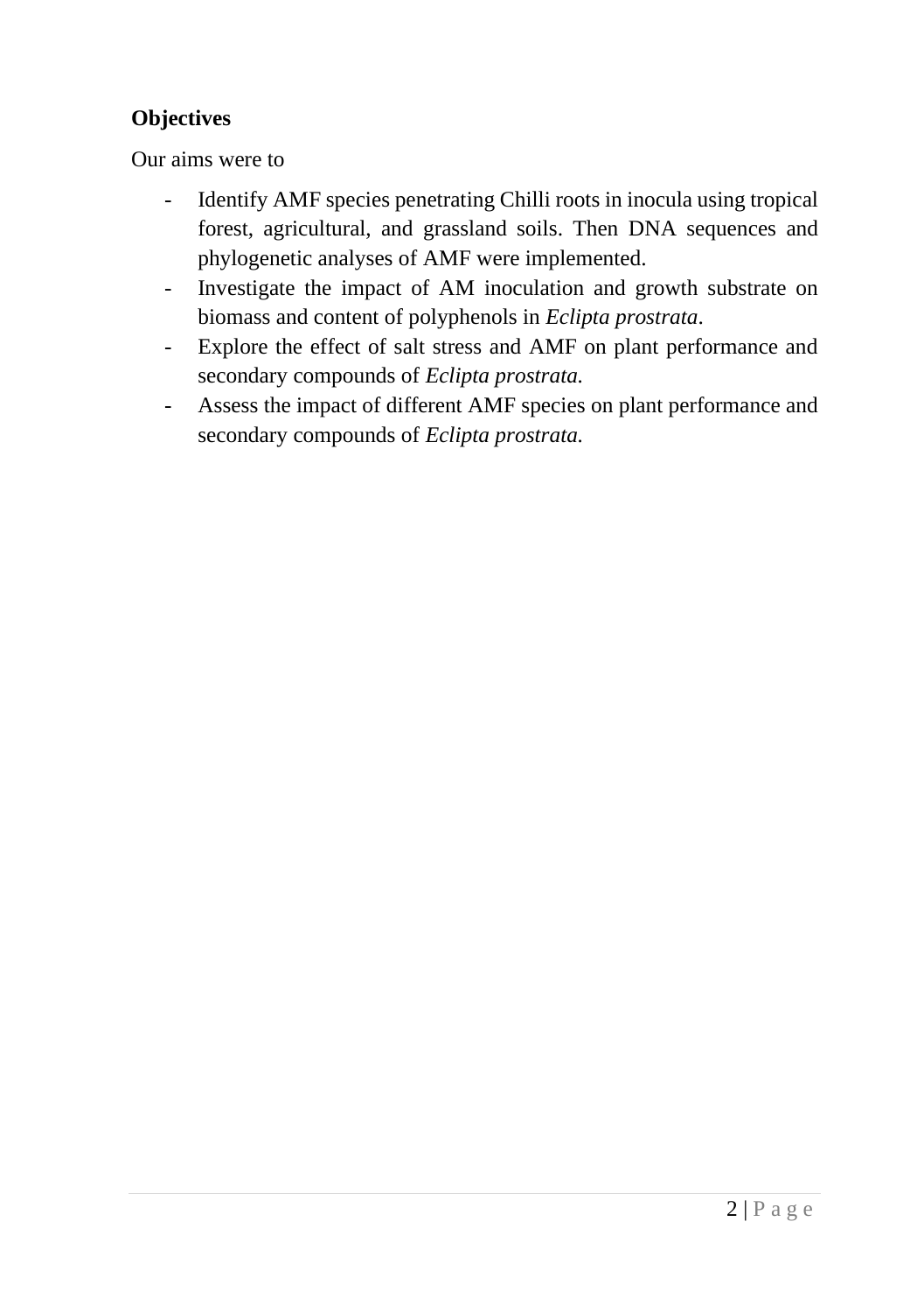**Objectives**

Our aims were to

- Identify AMF species penetrating Chilli roots in inocula using tropical forest, agricultural, and grassland soils. Then DNA sequences and phylogenetic analyses of AMF were implemented.
- Investigate the impact of AM inoculation and growth substrate on biomass and content of polyphenols in *Eclipta prostrata*.
- Explore the effect of salt stress and AMF on plant performance and secondary compounds of *Eclipta prostrata.*
- Assess the impact of different AMF species on plant performance and secondary compounds of *Eclipta prostrata.*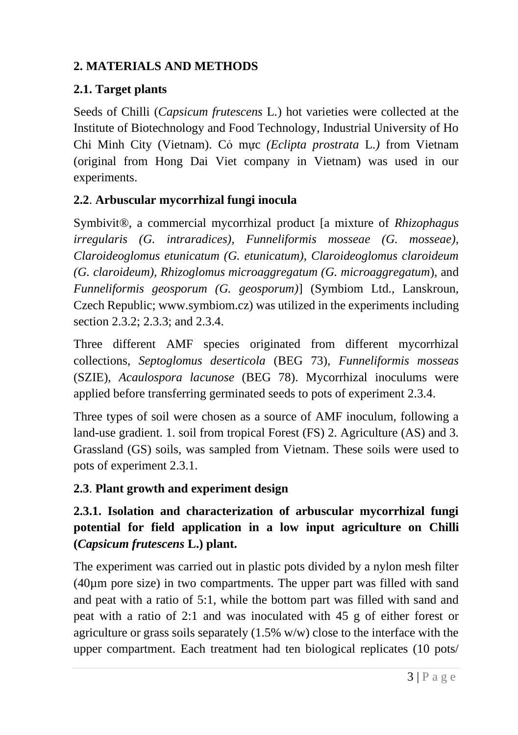## 2. MATERIALS AND METHODS

### 2.1. Target plants

Seeds of Chilli (*Capsicum frutescens* L.) hot varieties were collected at the Institute of Biotechnology and Food Technology, Industrial University of Ho Chi Minh City (Vietnam). Cỏ mực *(Eclipta prostrata* L.*)* from Vietnam (original from Hong Dai Viet company in Vietnam) was used in our experiments.

### 2.2. Arbuscular mycorrhizal fungi inocula

Symbivit®, a commercial mycorrhizal product [a mixture of *Rhizophagus irregularis (G. intraradices), Funneliformis mosseae (G. mosseae), Claroideoglomus etunicatum (G. etunicatum), Claroideoglomus claroideum (G. claroideum), Rhizoglomus microaggregatum (G. microaggregatum*), and *Funneliformis geosporum (G. geosporum)*] (Symbiom Ltd., Lanskroun, Czech Republic; www.symbiom.cz) was utilized in the experiments including section 2.3.2; 2.3.3; and 2.3.4.

Three different AMF species originated from different mycorrhizal collections, *Septoglomus deserticola* (BEG 73), *Funneliformis mosseas* (SZIE), *Acaulospora lacunose* (BEG 78). Mycorrhizal inoculums were applied before transferring germinated seeds to pots of experiment 2.3.4.

Three types of soil were chosen as a source of AMF inoculum, following a land-use gradient. 1. soil from tropical Forest (FS) 2. Agriculture (AS) and 3. Grassland (GS) soils, was sampled from Vietnam. These soils were used to pots of experiment 2.3.1.

### 2.3. Plant growth and experiment design

#### 2.3.1. Isolation and characterization of arbuscular mycorrhizal fungi potential for field application in a low input agriculture on Chilli (*Capsicum frutescens* L.) plant.

The experiment was carried out in plastic pots divided by a nylon mesh filter (40µm pore size) in two compartments. The upper part was filled with sand and peat with a ratio of 5:1, while the bottom part was filled with sand and peat with a ratio of 2:1 and was inoculated with 45 g of either forest or agriculture or grass soils separately (1.5% w/w) close to the interface with the upper compartment. Each treatment had ten biological replicates (10 pots/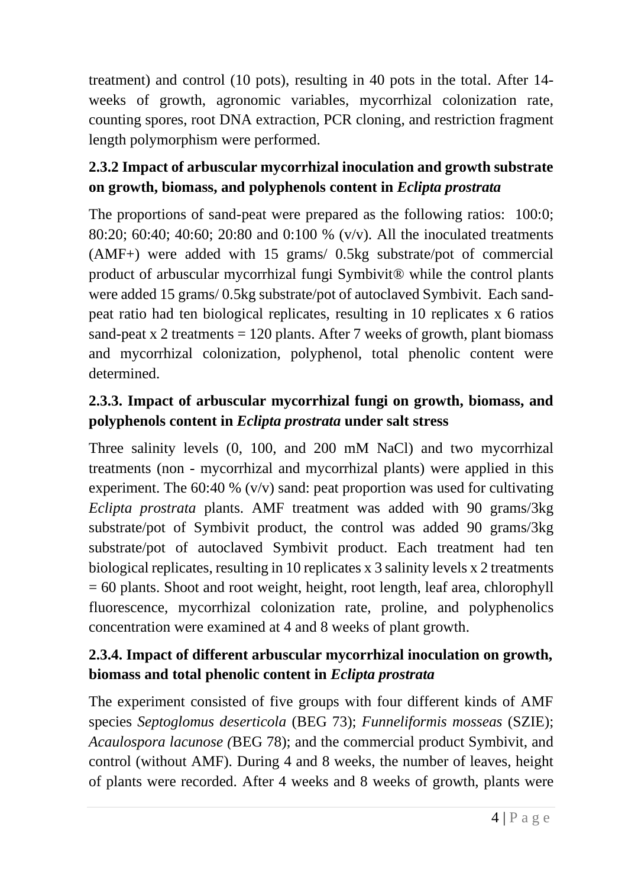treatment) and control (10 pots), resulting in 40 pots in the total. After 14-weeks of growth, agronomic variables, mycorrhizal colonization rate, counting spores, root DNA extraction, PCR cloning, and restriction fragment length polymorphism were performed.

### 2.3.2 Impact of arbuscular mycorrhizal inoculation and growth substrate on growth, biomass, and polyphenols content in *Eclipta prostrata*

The proportions of sand-peat were prepared as the following ratios: 100:0; 80:20; 60:40; 40:60; 20:80 and 0:100 % (v/v). All the inoculated treatments (AMF+) were added with 15 grams/ 0.5kg substrate/pot of commercial product of arbuscular mycorrhizal fungi Symbivit® while the control plants were added 15 grams/ 0.5kg substrate/pot of autoclaved Symbivit. Each sand-peat ratio had ten biological replicates, resulting in 10 replicates x 6 ratios sand-peat x 2 treatments = 120 plants. After 7 weeks of growth, plant biomass and mycorrhizal colonization, polyphenol, total phenolic content were determined.

### 2.3.3. Impact of arbuscular mycorrhizal fungi on growth, biomass, and polyphenols content in *Eclipta prostrata* under salt stress

Three salinity levels (0, 100, and 200 mM NaCl) and two mycorrhizal treatments (non - mycorrhizal and mycorrhizal plants) were applied in this experiment. The 60:40 % (v/v) sand: peat proportion was used for cultivating *Eclipta prostrata* plants. AMF treatment was added with 90 grams/3kg substrate/pot of Symbivit product, the control was added 90 grams/3kg substrate/pot of autoclaved Symbivit product. Each treatment had ten biological replicates, resulting in 10 replicates x 3 salinity levels x 2 treatments = 60 plants. Shoot and root weight, height, root length, leaf area, chlorophyll fluorescence, mycorrhizal colonization rate, proline, and polyphenolics concentration were examined at 4 and 8 weeks of plant growth.

### 2.3.4. Impact of different arbuscular mycorrhizal inoculation on growth, biomass and total phenolic content in *Eclipta prostrata*

The experiment consisted of five groups with four different kinds of AMF species *Septoglomus deserticola* (BEG 73); *Funneliformis mosseas* (SZIE); *Acaulospora lacunose (*BEG 78); and the commercial product Symbivit, and control (without AMF). During 4 and 8 weeks, the number of leaves, height of plants were recorded. After 4 weeks and 8 weeks of growth, plants were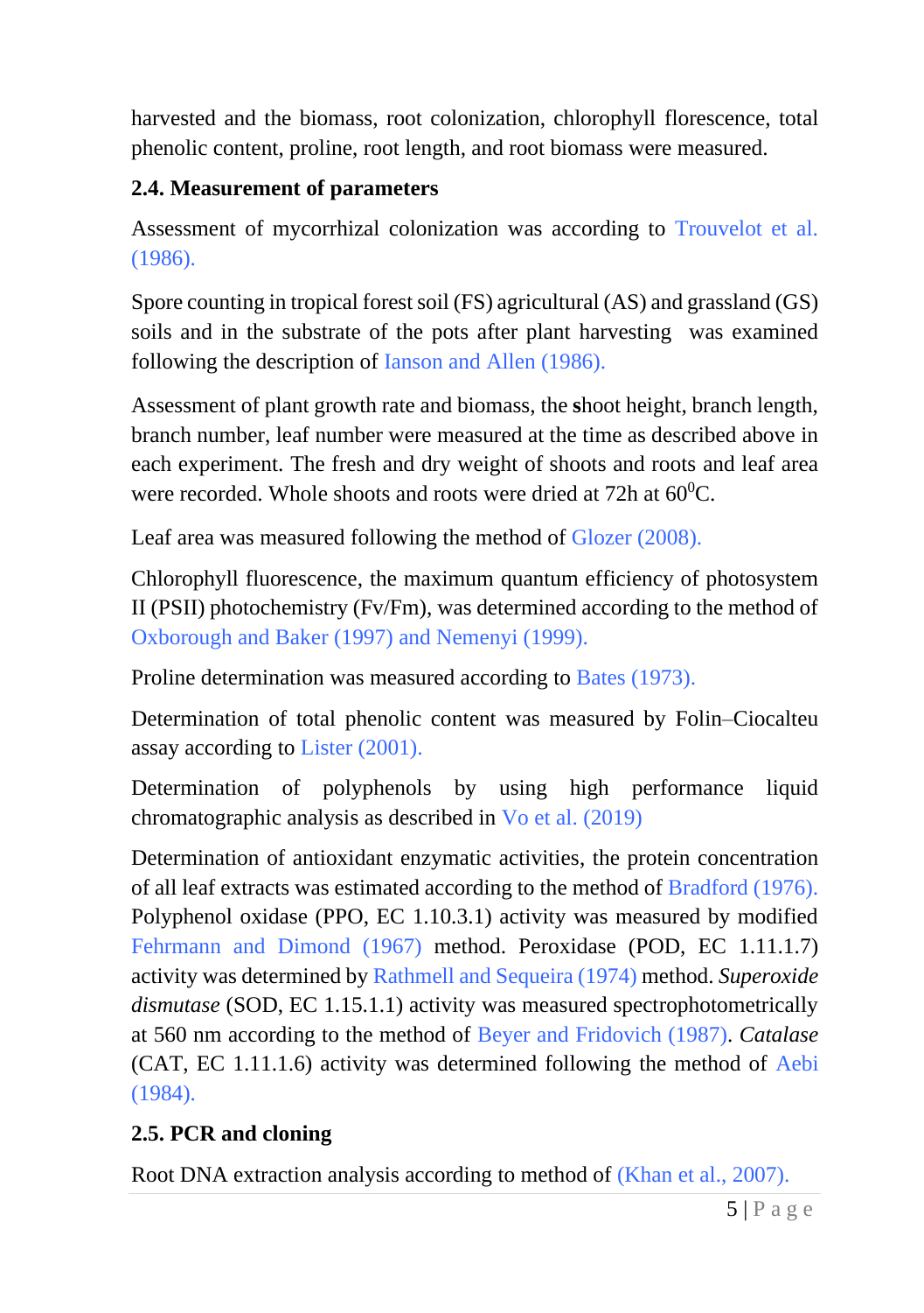harvested and the biomass, root colonization, chlorophyll florescence, total phenolic content, proline, root length, and root biomass were measured.

### 2.4. Measurement of parameters

Assessment of mycorrhizal colonization was according to Trouvelot et al. (1986).

Spore counting in tropical forest soil (FS) agricultural (AS) and grassland (GS) soils and in the substrate of the pots after plant harvesting was examined following the description of Ianson and Allen (1986).

Assessment of plant growth rate and biomass, the shoot height, branch length, branch number, leaf number were measured at the time as described above in each experiment. The fresh and dry weight of shoots and roots and leaf area were recorded. Whole shoots and roots were dried at 72h at $60^0$C.

Leaf area was measured following the method of Glozer (2008).

Chlorophyll fluorescence, the maximum quantum efficiency of photosystem II (PSII) photochemistry (Fv/Fm), was determined according to the method of Oxborough and Baker (1997) and Nemenyi (1999).

Proline determination was measured according to Bates (1973).

Determination of total phenolic content was measured by Folin–Ciocalteu assay according to Lister (2001).

Determination of polyphenols by using high performance liquid chromatographic analysis as described in Vo et al. (2019)

Determination of antioxidant enzymatic activities, the protein concentration of all leaf extracts was estimated according to the method of Bradford (1976). Polyphenol oxidase (PPO, EC 1.10.3.1) activity was measured by modified Fehrmann and Dimond (1967) method. Peroxidase (POD, EC 1.11.1.7) activity was determined by Rathmell and Sequeira (1974) method. *Superoxide dismutase* (SOD, EC 1.15.1.1) activity was measured spectrophotometrically at 560 nm according to the method of Beyer and Fridovich (1987). *Catalase* (CAT, EC 1.11.1.6) activity was determined following the method of Aebi (1984).

### 2.5. PCR and cloning

Root DNA extraction analysis according to method of (Khan et al., 2007).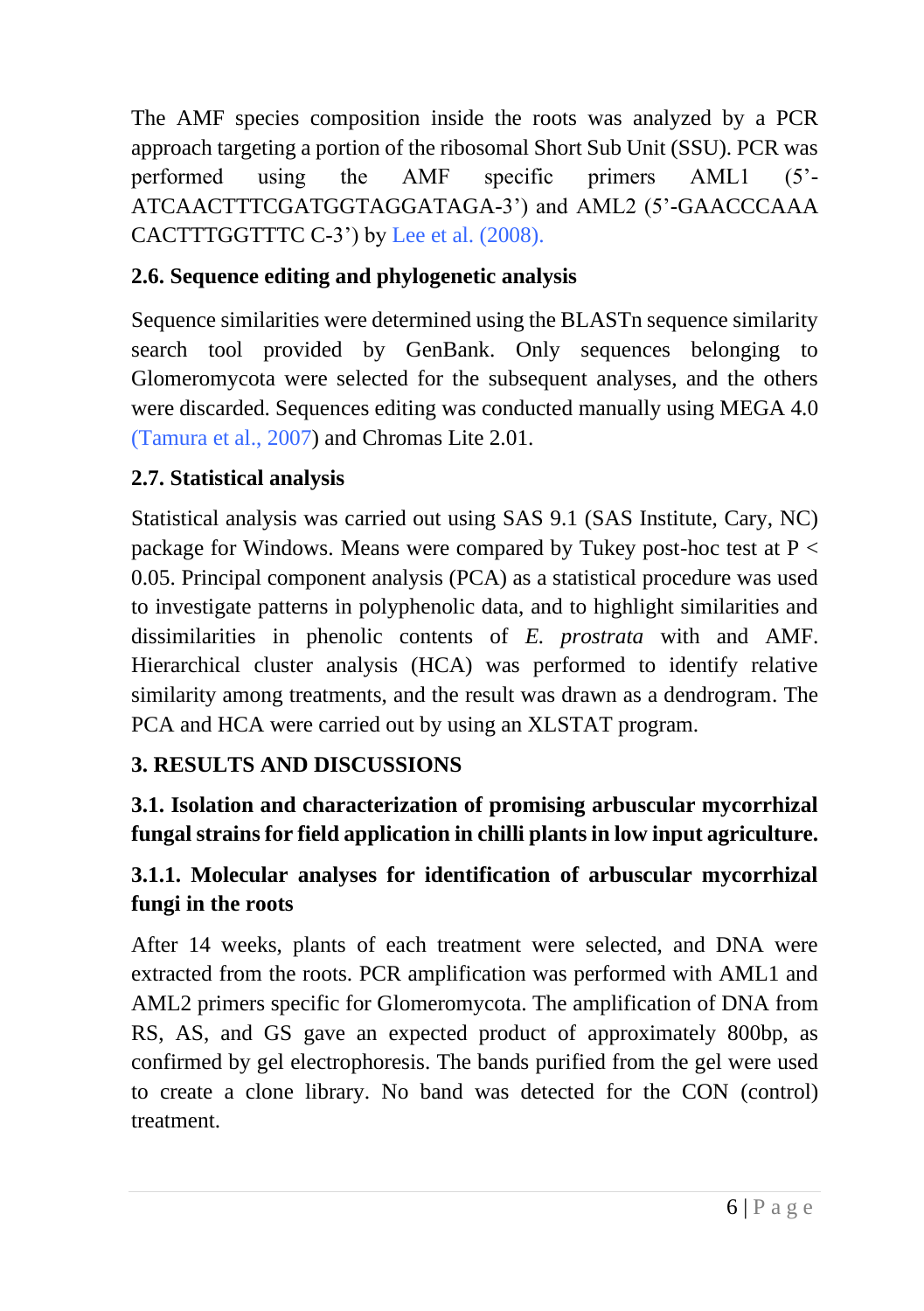The AMF species composition inside the roots was analyzed by a PCR approach targeting a portion of the ribosomal Short Sub Unit (SSU). PCR was performed using the AMF specific primers AML1 (5'-ATCAACTTTCGATGGTAGGATAGA-3') and AML2 (5'-GAACCCAAA CACTTTGGTTTC C-3') by Lee et al. (2008).

### 2.6. Sequence editing and phylogenetic analysis

Sequence similarities were determined using the BLASTn sequence similarity search tool provided by GenBank. Only sequences belonging to Glomeromycota were selected for the subsequent analyses, and the others were discarded. Sequences editing was conducted manually using MEGA 4.0 (Tamura et al., 2007) and Chromas Lite 2.01.

### 2.7. Statistical analysis

Statistical analysis was carried out using SAS 9.1 (SAS Institute, Cary, NC) package for Windows. Means were compared by Tukey post-hoc test at $P < 0.05$. Principal component analysis (PCA) as a statistical procedure was used to investigate patterns in polyphenolic data, and to highlight similarities and dissimilarities in phenolic contents of *E. prostrata* with and AMF. Hierarchical cluster analysis (HCA) was performed to identify relative similarity among treatments, and the result was drawn as a dendrogram. The PCA and HCA were carried out by using an XLSTAT program.

## 3. RESULTS AND DISCUSSIONS

### 3.1. Isolation and characterization of promising arbuscular mycorrhizal fungal strains for field application in chilli plants in low input agriculture.

#### 3.1.1. Molecular analyses for identification of arbuscular mycorrhizal fungi in the roots

After 14 weeks, plants of each treatment were selected, and DNA were extracted from the roots. PCR amplification was performed with AML1 and AML2 primers specific for Glomeromycota. The amplification of DNA from RS, AS, and GS gave an expected product of approximately 800bp, as confirmed by gel electrophoresis. The bands purified from the gel were used to create a clone library. No band was detected for the CON (control) treatment.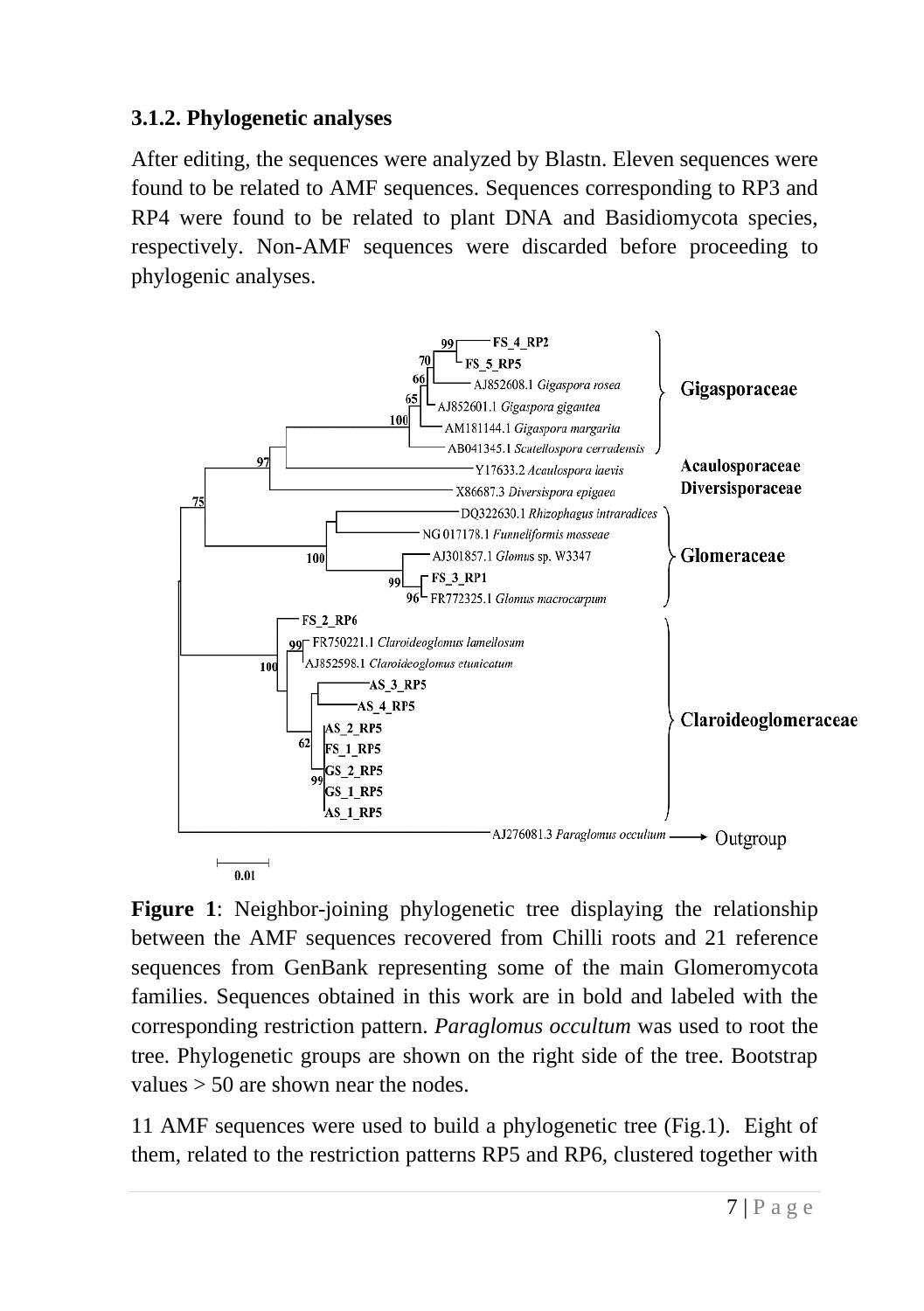### 3.1.2. Phylogenetic analyses

After editing, the sequences were analyzed by Blastn. Eleven sequences were found to be related to AMF sequences. Sequences corresponding to RP3 and RP4 were found to be related to plant DNA and Basidiomycota species, respectively. Non-AMF sequences were discarded before proceeding to phylogenic analyses.

FS_4_RP2
FS_5_RP5
AJ852608.1 *Gigaspora rosea*
AJ852601.1 *Gigaspora gigantea*
AM181144.1 *Gigaspora margarita*
AB041345.1 *Scutellospora cerradensis*
Y17633.2 *Acaulospora laevis*
X86687.3 *Diversispora epigaea*
DQ322630.1 *Rhizophagus intraradices*
NG 017178.1 *Funneliformis mosseae*
AJ301857.1 *Glomus* sp. W3347
FS_3_RP1
FR772325.1 *Glomus macrocarpum*
FS_2_RP6
FR750221.1 *Claroideoglomus lamellosum*
AJ852598.1 *Claroideoglomus etunicatum*
AS_3_RP5
AS_4_RP5
AS_2_RP5
FS_1_RP5
GS_2_RP5
GS_1_RP5
AS_1_RP5
AJ276081.3 *Paraglomus occultum*

99
70
66
65
100
97
75
100
99
96
99
100
62
99

Gigasporaceae
Acaulosporaceae
Diversisporaceae
Glomeraceae
Claroideoglomeraceae
Outgroup

0.01

**Figure 1**: Neighbor-joining phylogenetic tree displaying the relationship between the AMF sequences recovered from Chilli roots and 21 reference sequences from GenBank representing some of the main Glomeromycota families. Sequences obtained in this work are in bold and labeled with the corresponding restriction pattern. *Paraglomus occultum* was used to root the tree. Phylogenetic groups are shown on the right side of the tree. Bootstrap values > 50 are shown near the nodes.

11 AMF sequences were used to build a phylogenetic tree (Fig.1). Eight of them, related to the restriction patterns RP5 and RP6, clustered together with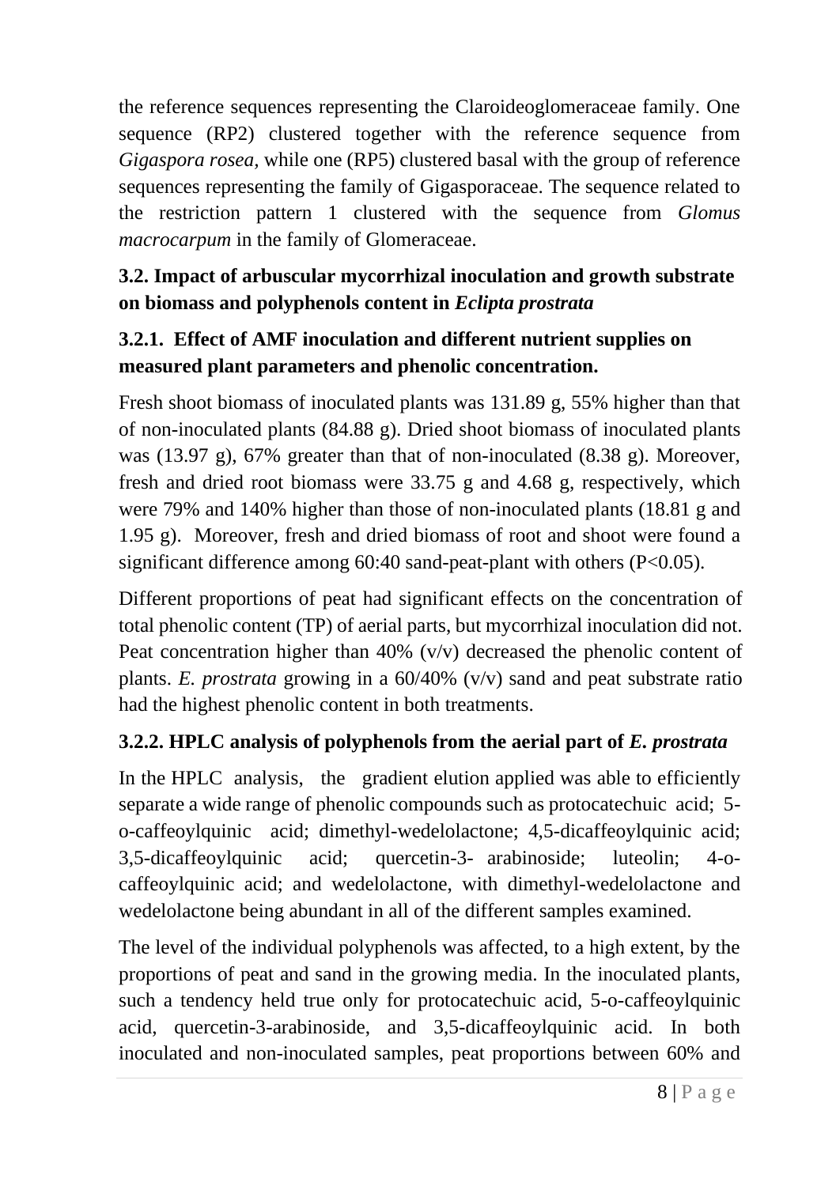the reference sequences representing the Claroideoglomeraceae family. One sequence (RP2) clustered together with the reference sequence from *Gigaspora rosea,* while one (RP5) clustered basal with the group of reference sequences representing the family of Gigasporaceae. The sequence related to the restriction pattern 1 clustered with the sequence from *Glomus macrocarpum* in the family of Glomeraceae.

### 3.2. Impact of arbuscular mycorrhizal inoculation and growth substrate on biomass and polyphenols content in *Eclipta prostrata*

#### 3.2.1. Effect of AMF inoculation and different nutrient supplies on measured plant parameters and phenolic concentration.

Fresh shoot biomass of inoculated plants was 131.89 g, 55% higher than that of non-inoculated plants (84.88 g). Dried shoot biomass of inoculated plants was (13.97 g), 67% greater than that of non-inoculated (8.38 g). Moreover, fresh and dried root biomass were 33.75 g and 4.68 g, respectively, which were 79% and 140% higher than those of non-inoculated plants (18.81 g and 1.95 g). Moreover, fresh and dried biomass of root and shoot were found a significant difference among 60:40 sand-peat-plant with others ($P<0.05$).

Different proportions of peat had significant effects on the concentration of total phenolic content (TP) of aerial parts, but mycorrhizal inoculation did not. Peat concentration higher than 40% (v/v) decreased the phenolic content of plants. *E. prostrata* growing in a 60/40% (v/v) sand and peat substrate ratio had the highest phenolic content in both treatments.

#### 3.2.2. HPLC analysis of polyphenols from the aerial part of *E. prostrata*

In the HPLC analysis, the gradient elution applied was able to efficiently separate a wide range of phenolic compounds such as protocatechuic acid; 5-o-caffeoylquinic acid; dimethyl-wedelolactone; 4,5-dicaffeoylquinic acid; 3,5-dicaffeoylquinic acid; quercetin-3- arabinoside; luteolin; 4-o-caffeoylquinic acid; and wedelolactone, with dimethyl-wedelolactone and wedelolactone being abundant in all of the different samples examined.

The level of the individual polyphenols was affected, to a high extent, by the proportions of peat and sand in the growing media. In the inoculated plants, such a tendency held true only for protocatechuic acid, 5-o-caffeoylquinic acid, quercetin-3-arabinoside, and 3,5-dicaffeoylquinic acid. In both inoculated and non-inoculated samples, peat proportions between 60% and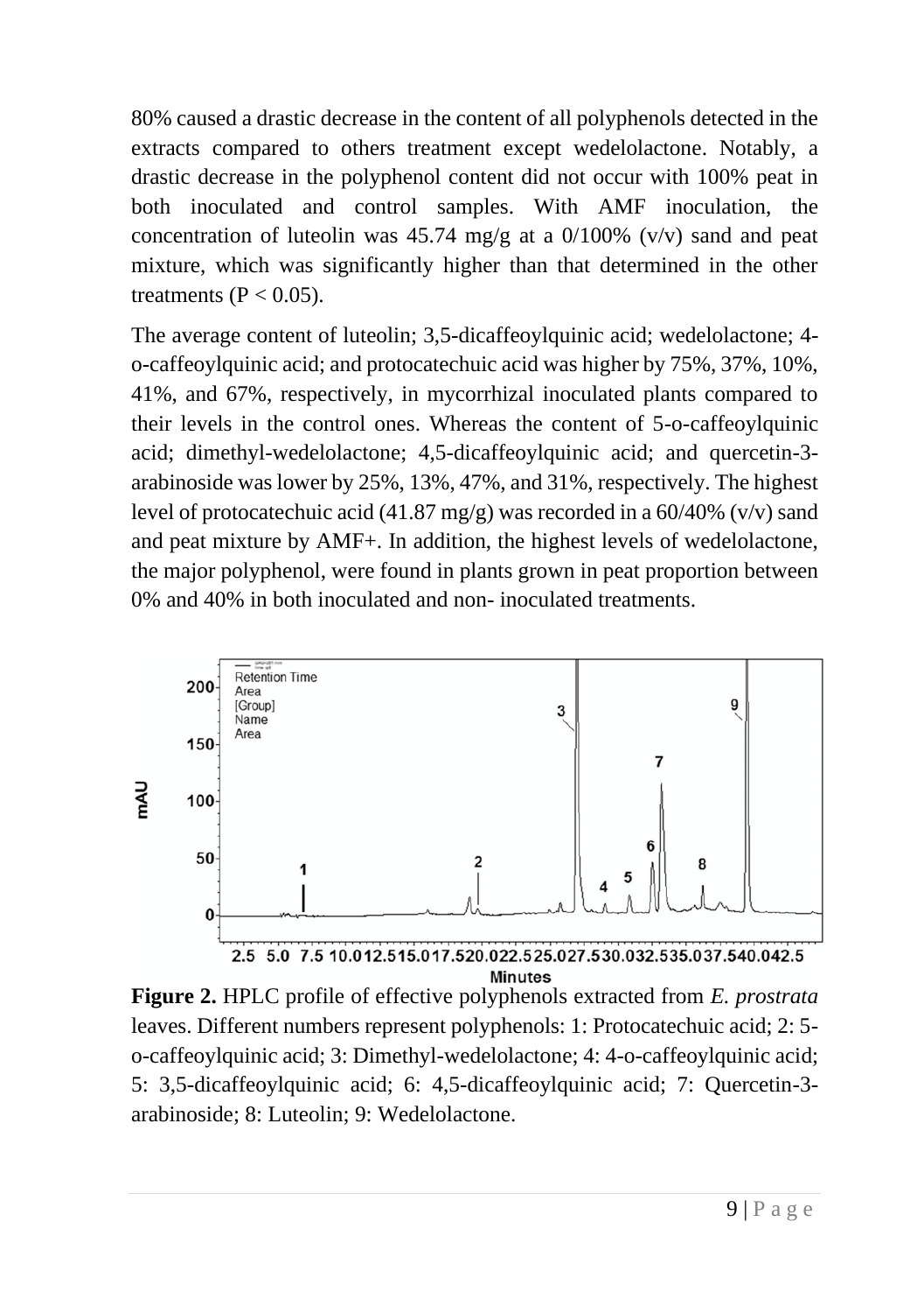80% caused a drastic decrease in the content of all polyphenols detected in the extracts compared to others treatment except wedelolactone. Notably, a drastic decrease in the polyphenol content did not occur with 100% peat in both inoculated and control samples. With AMF inoculation, the concentration of luteolin was 45.74 mg/g at a 0/100% (v/v) sand and peat mixture, which was significantly higher than that determined in the other treatments ($P < 0.05$).

The average content of luteolin; 3,5-dicaffeoylquinic acid; wedelolactone; 4-o-caffeoylquinic acid; and protocatechuic acid was higher by 75%, 37%, 10%, 41%, and 67%, respectively, in mycorrhizal inoculated plants compared to their levels in the control ones. Whereas the content of 5-o-caffeoylquinic acid; dimethyl-wedelolactone; 4,5-dicaffeoylquinic acid; and quercetin-3-arabinoside was lower by 25%, 13%, 47%, and 31%, respectively. The highest level of protocatechuic acid (41.87 mg/g) was recorded in a 60/40% (v/v) sand and peat mixture by AMF+. In addition, the highest levels of wedelolactone, the major polyphenol, were found in plants grown in peat proportion between 0% and 40% in both inoculated and non- inoculated treatments.

Retention Time
Area
[Group]
Name
Area

mAU

200
150
100
50
0

1
2
3
4
5
6
7
8
9

2.5 5.0 7.5 10.0 12.5 15.0 17.5 20.0 22.5 25.0 27.5 30.0 32.5 35.0 37.5 40.0 42.5

Minutes

**Figure 2.** HPLC profile of effective polyphenols extracted from *E. prostrata* leaves. Different numbers represent polyphenols: 1: Protocatechuic acid; 2: 5-o-caffeoylquinic acid; 3: Dimethyl-wedelolactone; 4: 4-o-caffeoylquinic acid; 5: 3,5-dicaffeoylquinic acid; 6: 4,5-dicaffeoylquinic acid; 7: Quercetin-3-arabinoside; 8: Luteolin; 9: Wedelolactone.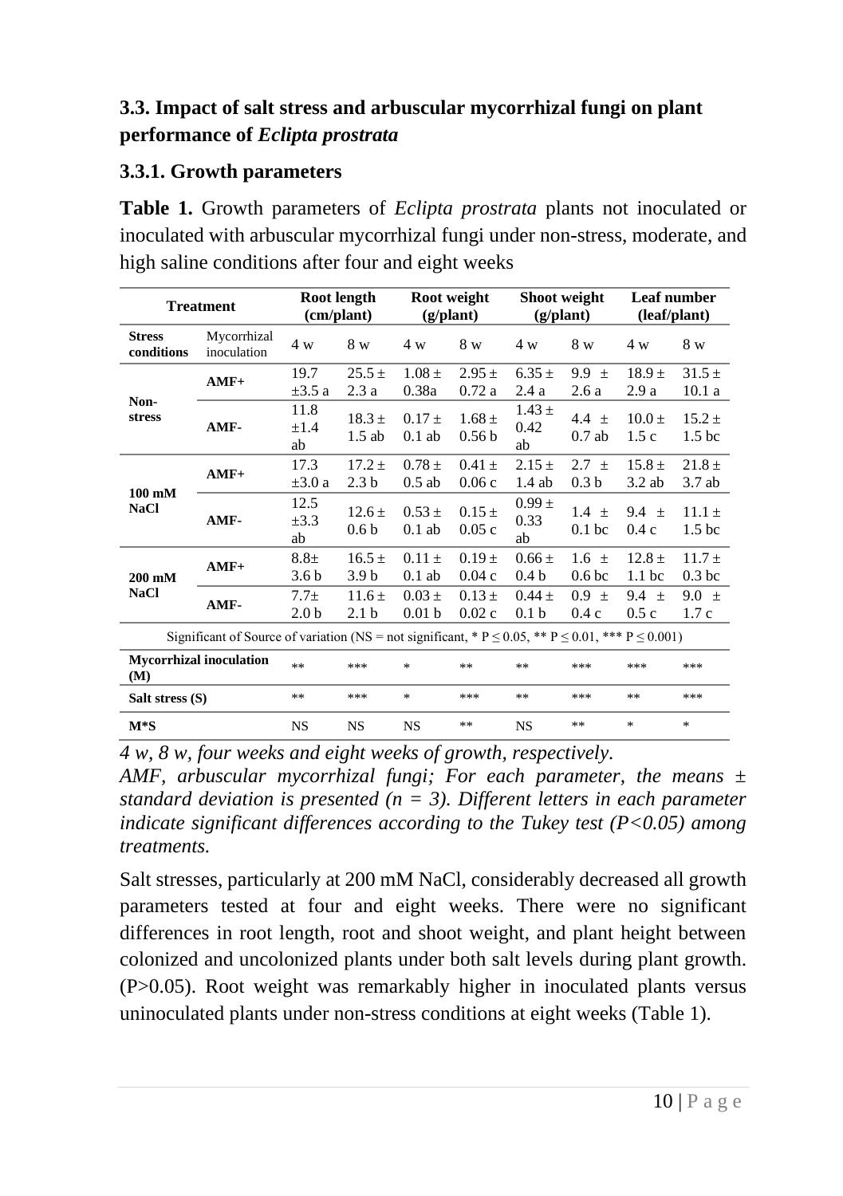### 3.3. Impact of salt stress and arbuscular mycorrhizal fungi on plant performance of *Eclipta prostrata*

### 3.3.1. Growth parameters

**Table 1.** Growth parameters of *Eclipta prostrata* plants not inoculated or inoculated with arbuscular mycorrhizal fungi under non-stress, moderate, and high saline conditions after four and eight weeks

| Treatment | | Root length (cm/plant) | | Root weight (g/plant) | | Shoot weight (g/plant) | | Leaf number (leaf/plant) | |
|---|---|---|---|---|---|---|---|---|---|
| **Stress conditions** | Mycorrhizal inoculation | 4 w | 8 w | 4 w | 8 w | 4 w | 8 w | 4 w | 8 w |
| **Non-stress** | **AMF+** | 19.7 ±3.5 a | 25.5 ± 2.3 a | 1.08 ± 0.38a | 2.95 ± 0.72 a | 6.35 ± 2.4 a | 9.9 ± 2.6 a | 18.9 ± 2.9 a | 31.5 ± 10.1 a |
| | **AMF-** | 11.8 ±1.4 ab | 18.3 ± 1.5 ab | 0.17 ± 0.1 ab | 1.68 ± 0.56 b | 1.43 ± 0.42 ab | 4.4 ± 0.7 ab | 10.0 ± 1.5 c | 15.2 ± 1.5 bc |
| **100 mM NaCl** | **AMF+** | 17.3 ±3.0 a | 17.2 ± 2.3 b | 0.78 ± 0.5 ab | 0.41 ± 0.06 c | 2.15 ± 1.4 ab | 2.7 ± 0.3 b | 15.8 ± 3.2 ab | 21.8 ± 3.7 ab |
| | **AMF-** | 12.5 ±3.3 ab | 12.6 ± 0.6 b | 0.53 ± 0.1 ab | 0.15 ± 0.05 c | 0.99 ± 0.33 ab | 1.4 ± 0.1 bc | 9.4 ± 0.4 c | 11.1 ± 1.5 bc |
| **200 mM NaCl** | **AMF+** | 8.8± 3.6 b | 16.5 ± 3.9 b | 0.11 ± 0.1 ab | 0.19 ± 0.04 c | 0.66 ± 0.4 b | 1.6 ± 0.6 bc | 12.8 ± 1.1 bc | 11.7 ± 0.3 bc |
| | **AMF-** | 7.7± 2.0 b | 11.6 ± 2.1 b | 0.03 ± 0.01 b | 0.13 ± 0.02 c | 0.44 ± 0.1 b | 0.9 ± 0.4 c | 9.4 ± 0.5 c | 9.0 ± 1.7 c |
| Significant of Source of variation (NS = not significant, * $P \leq 0.05$, ** $P \leq 0.01$, *** $P \leq 0.001$) | | | | | | | | | |
| **Mycorrhizal inoculation (M)** | | ** | *** | * | ** | ** | *** | *** | *** |
| **Salt stress (S)** | | ** | *** | * | *** | ** | *** | ** | *** |
| **M*S** | | NS | NS | NS | ** | NS | ** | * | * |

*4 w, 8 w, four weeks and eight weeks of growth, respectively.*
*AMF, arbuscular mycorrhizal fungi; For each parameter, the means ± standard deviation is presented (n = 3). Different letters in each parameter indicate significant differences according to the Tukey test (P<0.05) among treatments.*

Salt stresses, particularly at 200 mM NaCl, considerably decreased all growth parameters tested at four and eight weeks. There were no significant differences in root length, root and shoot weight, and plant height between colonized and uncolonized plants under both salt levels during plant growth. (P>0.05). Root weight was remarkably higher in inoculated plants versus uninoculated plants under non-stress conditions at eight weeks (Table 1).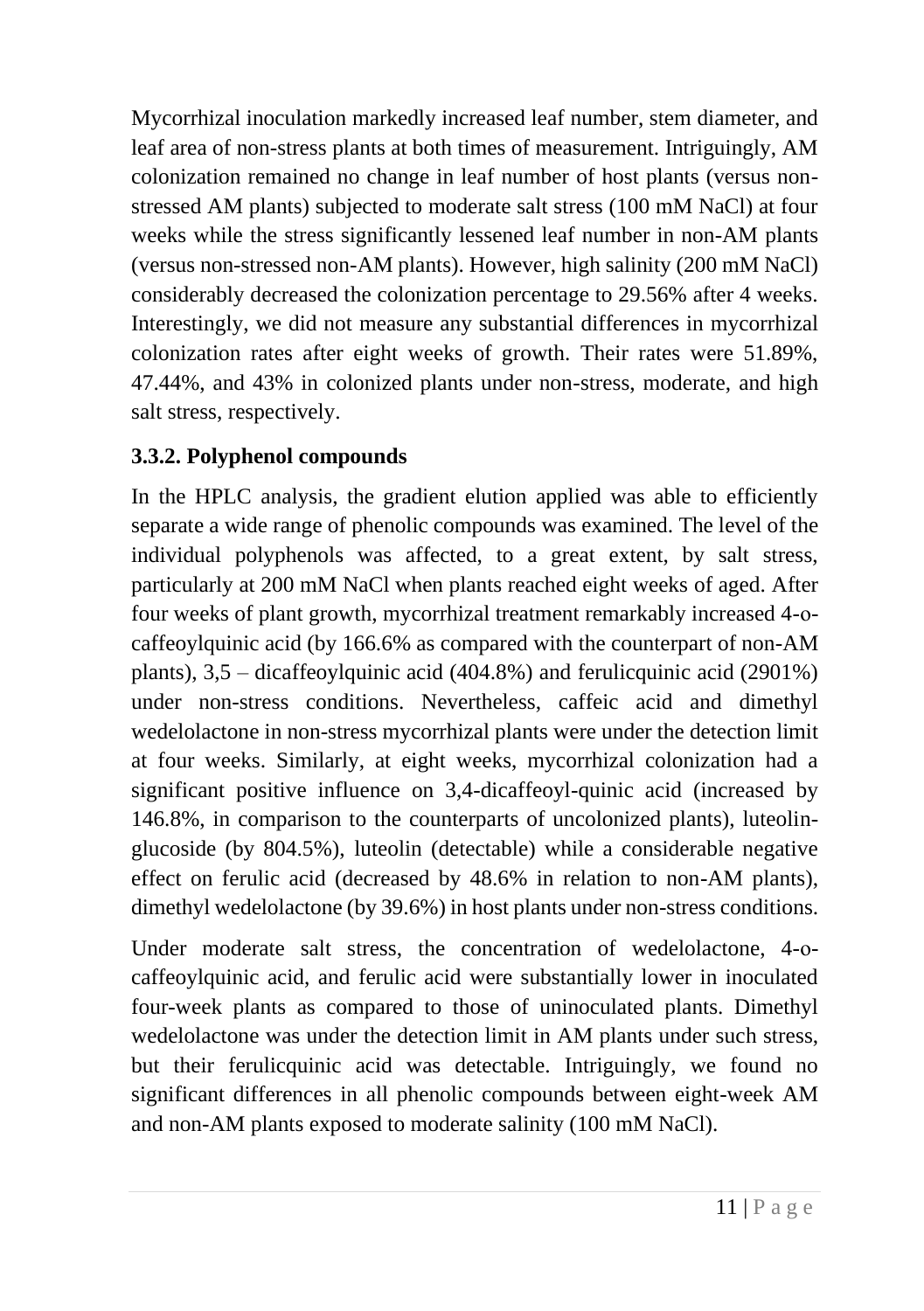Mycorrhizal inoculation markedly increased leaf number, stem diameter, and leaf area of non-stress plants at both times of measurement. Intriguingly, AM colonization remained no change in leaf number of host plants (versus non-stressed AM plants) subjected to moderate salt stress (100 mM NaCl) at four weeks while the stress significantly lessened leaf number in non-AM plants (versus non-stressed non-AM plants). However, high salinity (200 mM NaCl) considerably decreased the colonization percentage to 29.56% after 4 weeks. Interestingly, we did not measure any substantial differences in mycorrhizal colonization rates after eight weeks of growth. Their rates were 51.89%, 47.44%, and 43% in colonized plants under non-stress, moderate, and high salt stress, respectively.

### 3.3.2. Polyphenol compounds

In the HPLC analysis, the gradient elution applied was able to efficiently separate a wide range of phenolic compounds was examined. The level of the individual polyphenols was affected, to a great extent, by salt stress, particularly at 200 mM NaCl when plants reached eight weeks of aged. After four weeks of plant growth, mycorrhizal treatment remarkably increased 4-o-caffeoylquinic acid (by 166.6% as compared with the counterpart of non-AM plants), 3,5 – dicaffeoylquinic acid (404.8%) and ferulicquinic acid (2901%) under non-stress conditions. Nevertheless, caffeic acid and dimethyl wedelolactone in non-stress mycorrhizal plants were under the detection limit at four weeks. Similarly, at eight weeks, mycorrhizal colonization had a significant positive influence on 3,4-dicaffeoyl-quinic acid (increased by 146.8%, in comparison to the counterparts of uncolonized plants), luteolin-glucoside (by 804.5%), luteolin (detectable) while a considerable negative effect on ferulic acid (decreased by 48.6% in relation to non-AM plants), dimethyl wedelolactone (by 39.6%) in host plants under non-stress conditions.

Under moderate salt stress, the concentration of wedelolactone, 4-o-caffeoylquinic acid, and ferulic acid were substantially lower in inoculated four-week plants as compared to those of uninoculated plants. Dimethyl wedelolactone was under the detection limit in AM plants under such stress, but their ferulicquinic acid was detectable. Intriguingly, we found no significant differences in all phenolic compounds between eight-week AM and non-AM plants exposed to moderate salinity (100 mM NaCl).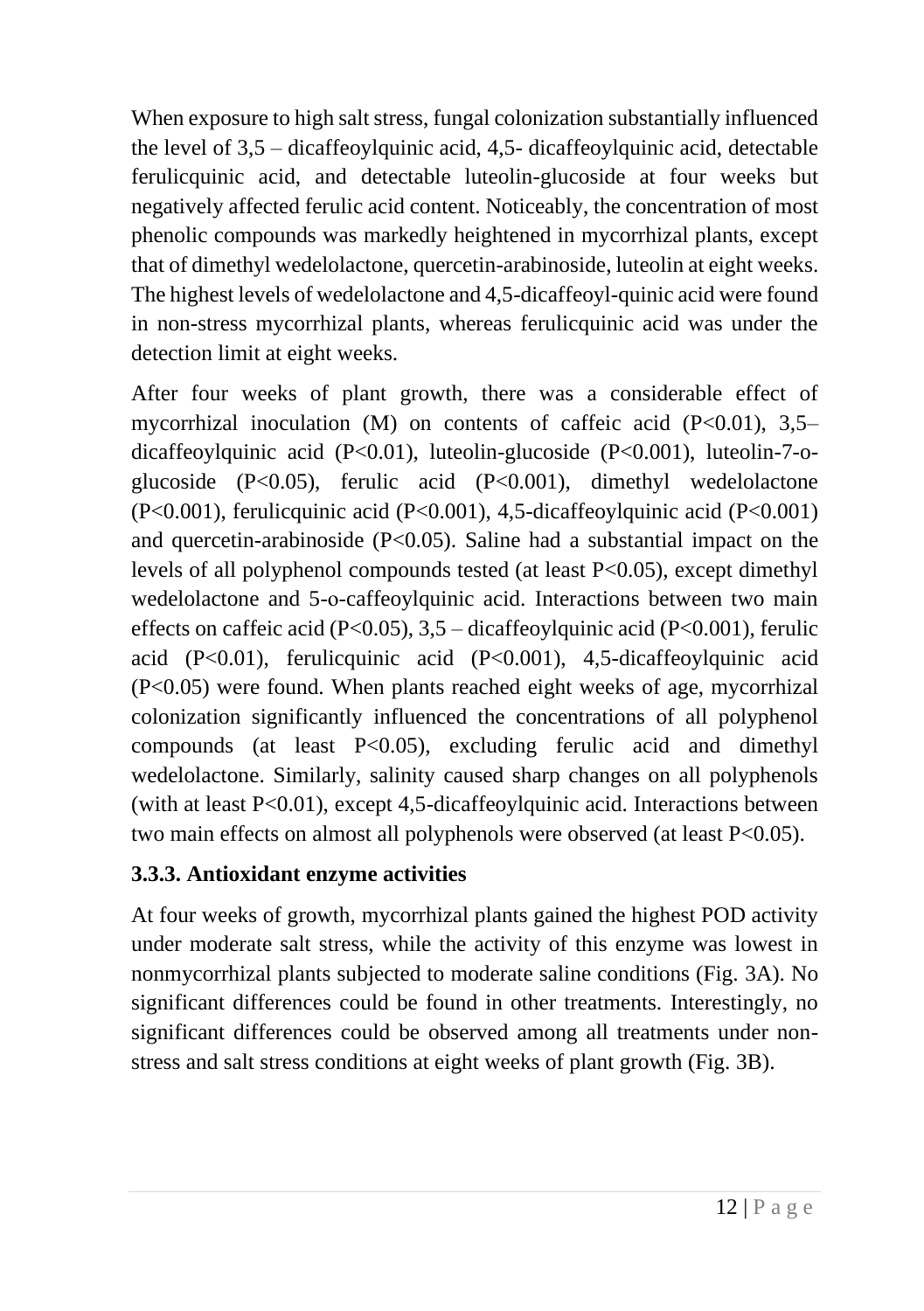When exposure to high salt stress, fungal colonization substantially influenced the level of 3,5 – dicaffeoylquinic acid, 4,5- dicaffeoylquinic acid, detectable ferulicquinic acid, and detectable luteolin-glucoside at four weeks but negatively affected ferulic acid content. Noticeably, the concentration of most phenolic compounds was markedly heightened in mycorrhizal plants, except that of dimethyl wedelolactone, quercetin-arabinoside, luteolin at eight weeks. The highest levels of wedelolactone and 4,5-dicaffeoyl-quinic acid were found in non-stress mycorrhizal plants, whereas ferulicquinic acid was under the detection limit at eight weeks.

After four weeks of plant growth, there was a considerable effect of mycorrhizal inoculation (M) on contents of caffeic acid ($P<0.01$), 3,5– dicaffeoylquinic acid ($P<0.01$), luteolin-glucoside ($P<0.001$), luteolin-7-o-glucoside ($P<0.05$), ferulic acid ($P<0.001$), dimethyl wedelolactone ($P<0.001$), ferulicquinic acid ($P<0.001$), 4,5-dicaffeoylquinic acid ($P<0.001$) and quercetin-arabinoside ($P<0.05$). Saline had a substantial impact on the levels of all polyphenol compounds tested (at least $P<0.05$), except dimethyl wedelolactone and 5-o-caffeoylquinic acid. Interactions between two main effects on caffeic acid ($P<0.05$), 3,5 – dicaffeoylquinic acid ($P<0.001$), ferulic acid ($P<0.01$), ferulicquinic acid ($P<0.001$), 4,5-dicaffeoylquinic acid ($P<0.05$) were found. When plants reached eight weeks of age, mycorrhizal colonization significantly influenced the concentrations of all polyphenol compounds (at least $P<0.05$), excluding ferulic acid and dimethyl wedelolactone. Similarly, salinity caused sharp changes on all polyphenols (with at least $P<0.01$), except 4,5-dicaffeoylquinic acid. Interactions between two main effects on almost all polyphenols were observed (at least $P<0.05$).

### 3.3.3. Antioxidant enzyme activities

At four weeks of growth, mycorrhizal plants gained the highest POD activity under moderate salt stress, while the activity of this enzyme was lowest in nonmycorrhizal plants subjected to moderate saline conditions (Fig. 3A). No significant differences could be found in other treatments. Interestingly, no significant differences could be observed among all treatments under non-stress and salt stress conditions at eight weeks of plant growth (Fig. 3B).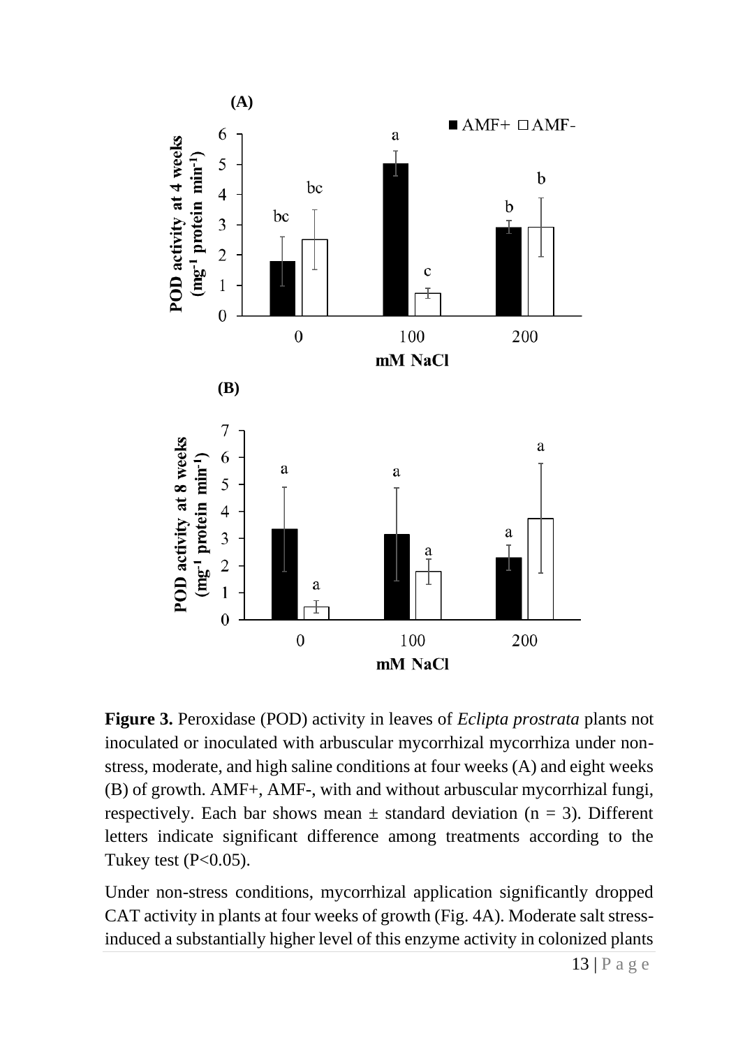(A)

■ AMF+ □ AMF-

POD activity at 4 weeks ($mg^{-1}$ protein $min^{-1}$)

6
5
4
3
2
1
0

bc bc a c b b

0 100 200

mM NaCl

(B)

POD activity at 8 weeks ($mg^{-1}$ protein $min^{-1}$)

7
6
5
4
3
2
1
0

a a a a a a

0 100 200

mM NaCl

**Figure 3.** Peroxidase (POD) activity in leaves of *Eclipta prostrata* plants not inoculated or inoculated with arbuscular mycorrhizal mycorrhiza under non-stress, moderate, and high saline conditions at four weeks (A) and eight weeks (B) of growth. AMF+, AMF-, with and without arbuscular mycorrhizal fungi, respectively. Each bar shows mean ± standard deviation (n = 3). Different letters indicate significant difference among treatments according to the Tukey test (P<0.05).

Under non-stress conditions, mycorrhizal application significantly dropped CAT activity in plants at four weeks of growth (Fig. 4A). Moderate salt stress-induced a substantially higher level of this enzyme activity in colonized plants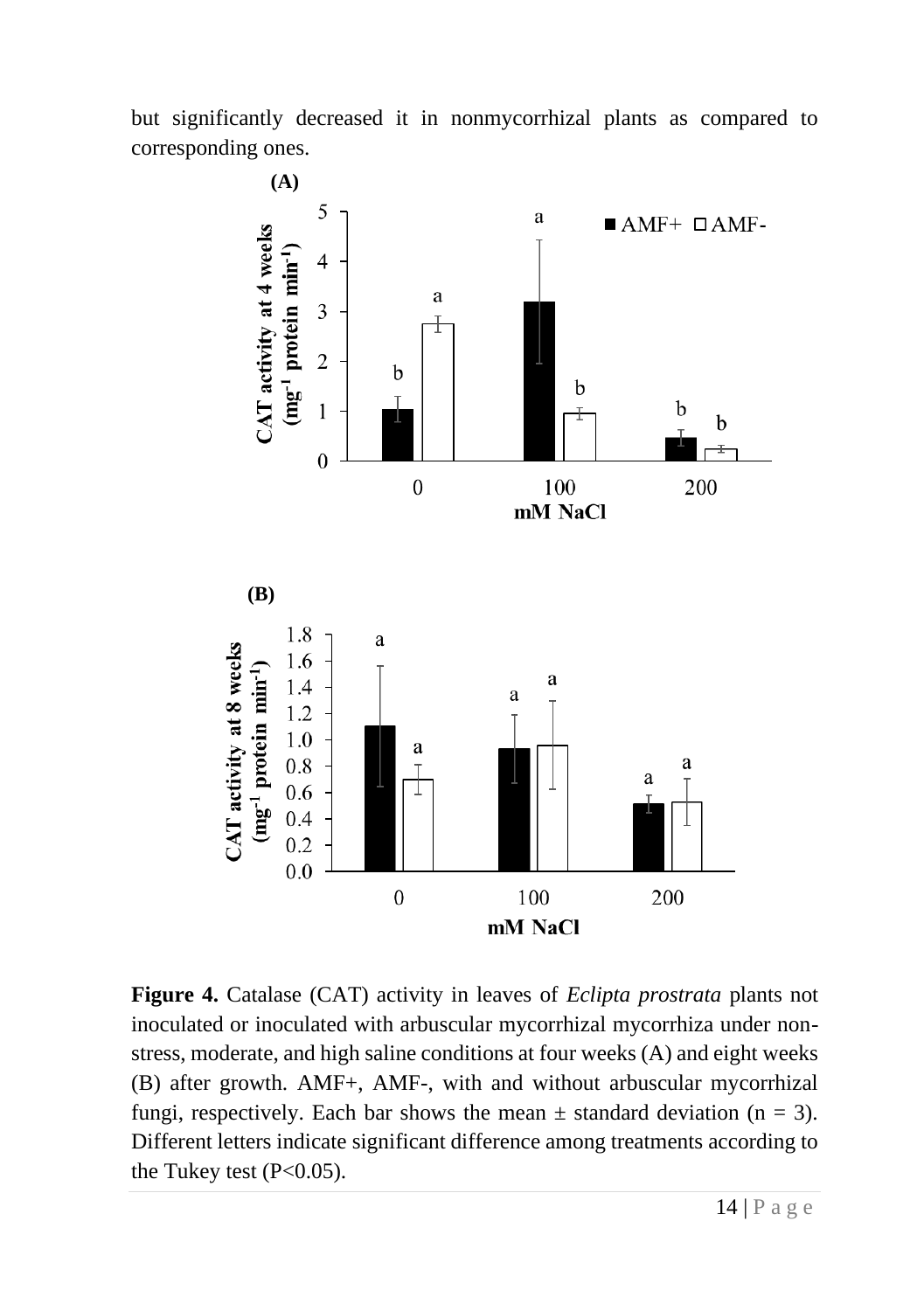but significantly decreased it in nonmycorrhizal plants as compared to corresponding ones.

(A)

AMF+ AMF-

CAT activity at 4 weeks ($mg^{-1}$ protein $min^{-1}$)

5
4
3
2
1
0

b a a b b b

0 100 200

mM NaCl

(B)

CAT activity at 8 weeks ($mg^{-1}$ protein $min^{-1}$)

1.8
1.6
1.4
1.2
1.0
0.8
0.6
0.4
0.2
0.0

a a a a a a

0 100 200

mM NaCl

**Figure 4.** Catalase (CAT) activity in leaves of *Eclipta prostrata* plants not inoculated or inoculated with arbuscular mycorrhizal mycorrhiza under non-stress, moderate, and high saline conditions at four weeks (A) and eight weeks (B) after growth. AMF+, AMF-, with and without arbuscular mycorrhizal fungi, respectively. Each bar shows the mean ± standard deviation (n = 3). Different letters indicate significant difference among treatments according to the Tukey test (P<0.05).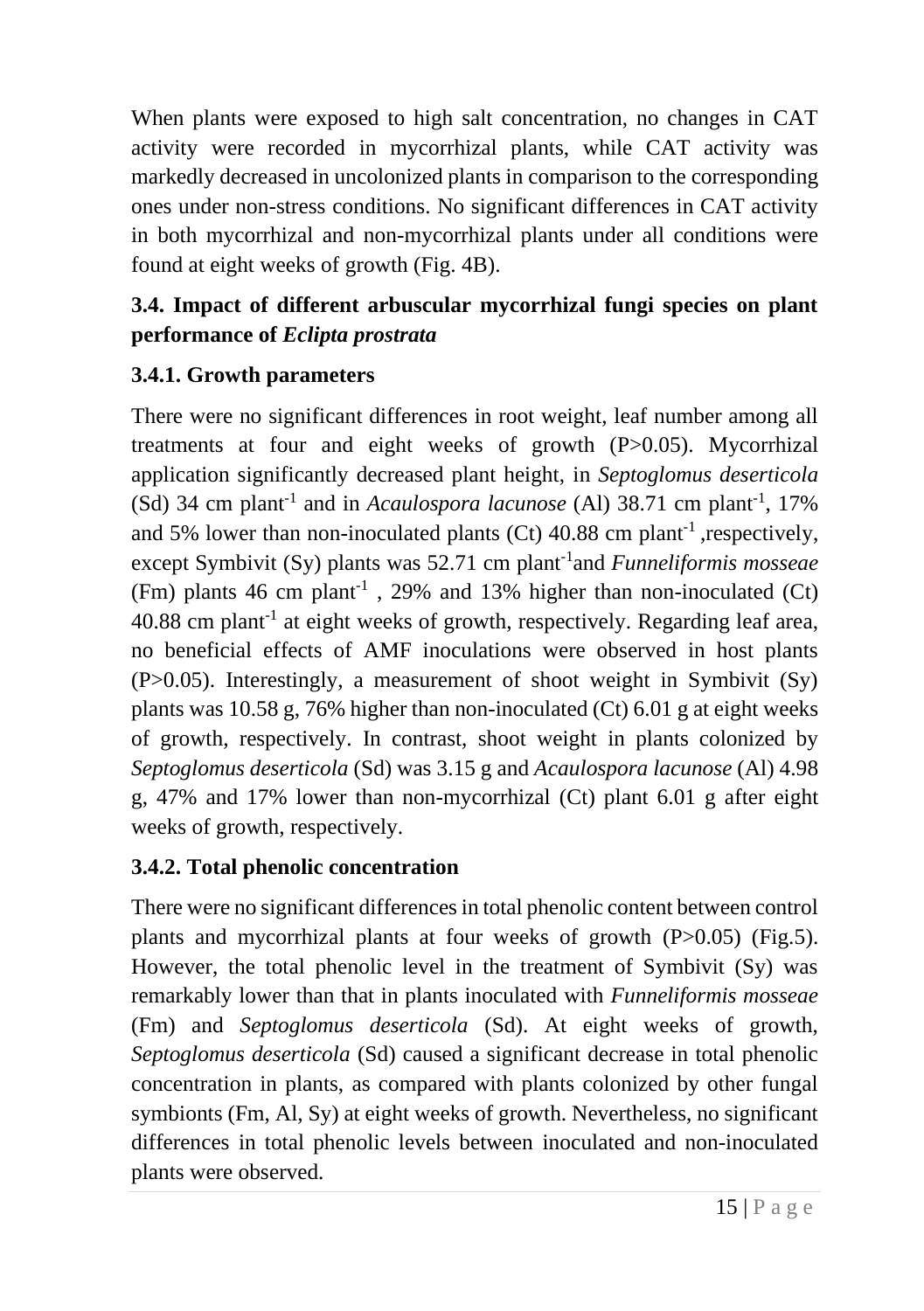When plants were exposed to high salt concentration, no changes in CAT activity were recorded in mycorrhizal plants, while CAT activity was markedly decreased in uncolonized plants in comparison to the corresponding ones under non-stress conditions. No significant differences in CAT activity in both mycorrhizal and non-mycorrhizal plants under all conditions were found at eight weeks of growth (Fig. 4B).

### 3.4. Impact of different arbuscular mycorrhizal fungi species on plant performance of *Eclipta prostrata*

#### 3.4.1. Growth parameters

There were no significant differences in root weight, leaf number among all treatments at four and eight weeks of growth ($P>0.05$). Mycorrhizal application significantly decreased plant height, in *Septoglomus deserticola* (Sd) 34 cm plant$^{-1}$ and in *Acaulospora lacunose* (Al) 38.71 cm plant$^{-1}$, 17% and 5% lower than non-inoculated plants (Ct) 40.88 cm plant$^{-1}$ ,respectively, except Symbivit (Sy) plants was 52.71 cm plant$^{-1}$and *Funneliformis mosseae* (Fm) plants 46 cm plant$^{-1}$ , 29% and 13% higher than non-inoculated (Ct) 40.88 cm plant$^{-1}$ at eight weeks of growth, respectively. Regarding leaf area, no beneficial effects of AMF inoculations were observed in host plants ($P>0.05$). Interestingly, a measurement of shoot weight in Symbivit (Sy) plants was 10.58 g, 76% higher than non-inoculated (Ct) 6.01 g at eight weeks of growth, respectively. In contrast, shoot weight in plants colonized by *Septoglomus deserticola* (Sd) was 3.15 g and *Acaulospora lacunose* (Al) 4.98 g, 47% and 17% lower than non-mycorrhizal (Ct) plant 6.01 g after eight weeks of growth, respectively.

#### 3.4.2. Total phenolic concentration

There were no significant differences in total phenolic content between control plants and mycorrhizal plants at four weeks of growth ($P>0.05$) (Fig.5). However, the total phenolic level in the treatment of Symbivit (Sy) was remarkably lower than that in plants inoculated with *Funneliformis mosseae* (Fm) and *Septoglomus deserticola* (Sd). At eight weeks of growth, *Septoglomus deserticola* (Sd) caused a significant decrease in total phenolic concentration in plants, as compared with plants colonized by other fungal symbionts (Fm, Al, Sy) at eight weeks of growth. Nevertheless, no significant differences in total phenolic levels between inoculated and non-inoculated plants were observed.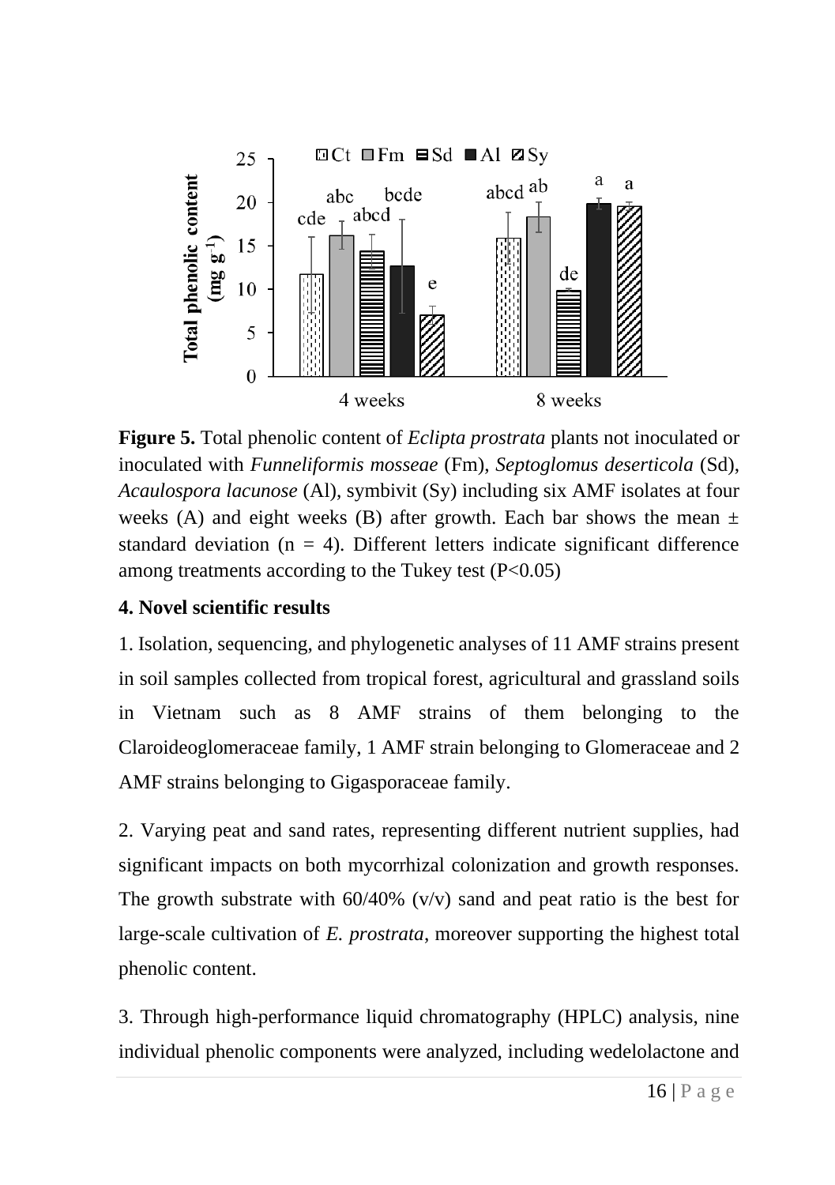□ Ct ■ Fm ▤ Sd ■ Al ▨ Sy

Total phenolic content (mg g$^{-1}$)

25
20
15
10
5
0

cde abc abcd bcde e

abcd ab de a a

4 weeks 8 weeks

**Figure 5.** Total phenolic content of *Eclipta prostrata* plants not inoculated or inoculated with *Funneliformis mosseae* (Fm), *Septoglomus deserticola* (Sd), *Acaulospora lacunose* (Al), symbivit (Sy) including six AMF isolates at four weeks (A) and eight weeks (B) after growth. Each bar shows the mean ± standard deviation (n = 4). Different letters indicate significant difference among treatments according to the Tukey test (P<0.05)

### 4. Novel scientific results

1. Isolation, sequencing, and phylogenetic analyses of 11 AMF strains present in soil samples collected from tropical forest, agricultural and grassland soils in Vietnam such as 8 AMF strains of them belonging to the Claroideoglomeraceae family, 1 AMF strain belonging to Glomeraceae and 2 AMF strains belonging to Gigasporaceae family.

2. Varying peat and sand rates, representing different nutrient supplies, had significant impacts on both mycorrhizal colonization and growth responses. The growth substrate with 60/40% (v/v) sand and peat ratio is the best for large-scale cultivation of *E. prostrata*, moreover supporting the highest total phenolic content.

3. Through high-performance liquid chromatography (HPLC) analysis, nine individual phenolic components were analyzed, including wedelolactone and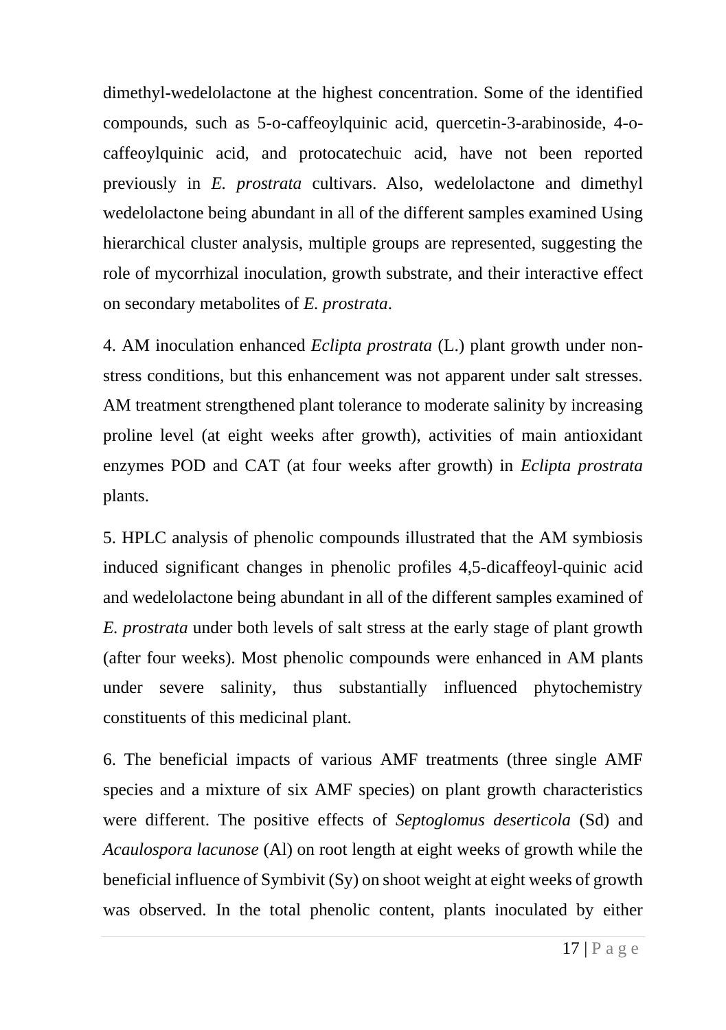dimethyl-wedelolactone at the highest concentration. Some of the identified compounds, such as 5-o-caffeoylquinic acid, quercetin-3-arabinoside, 4-o-caffeoylquinic acid, and protocatechuic acid, have not been reported previously in *E. prostrata* cultivars. Also, wedelolactone and dimethyl wedelolactone being abundant in all of the different samples examined Using hierarchical cluster analysis, multiple groups are represented, suggesting the role of mycorrhizal inoculation, growth substrate, and their interactive effect on secondary metabolites of *E. prostrata*.

4. AM inoculation enhanced *Eclipta prostrata* (L.) plant growth under non-stress conditions, but this enhancement was not apparent under salt stresses. AM treatment strengthened plant tolerance to moderate salinity by increasing proline level (at eight weeks after growth), activities of main antioxidant enzymes POD and CAT (at four weeks after growth) in *Eclipta prostrata* plants.

5. HPLC analysis of phenolic compounds illustrated that the AM symbiosis induced significant changes in phenolic profiles 4,5-dicaffeoyl-quinic acid and wedelolactone being abundant in all of the different samples examined of *E. prostrata* under both levels of salt stress at the early stage of plant growth (after four weeks). Most phenolic compounds were enhanced in AM plants under severe salinity, thus substantially influenced phytochemistry constituents of this medicinal plant.

6. The beneficial impacts of various AMF treatments (three single AMF species and a mixture of six AMF species) on plant growth characteristics were different. The positive effects of *Septoglomus deserticola* (Sd) and *Acaulospora lacunose* (Al) on root length at eight weeks of growth while the beneficial influence of Symbivit (Sy) on shoot weight at eight weeks of growth was observed. In the total phenolic content, plants inoculated by either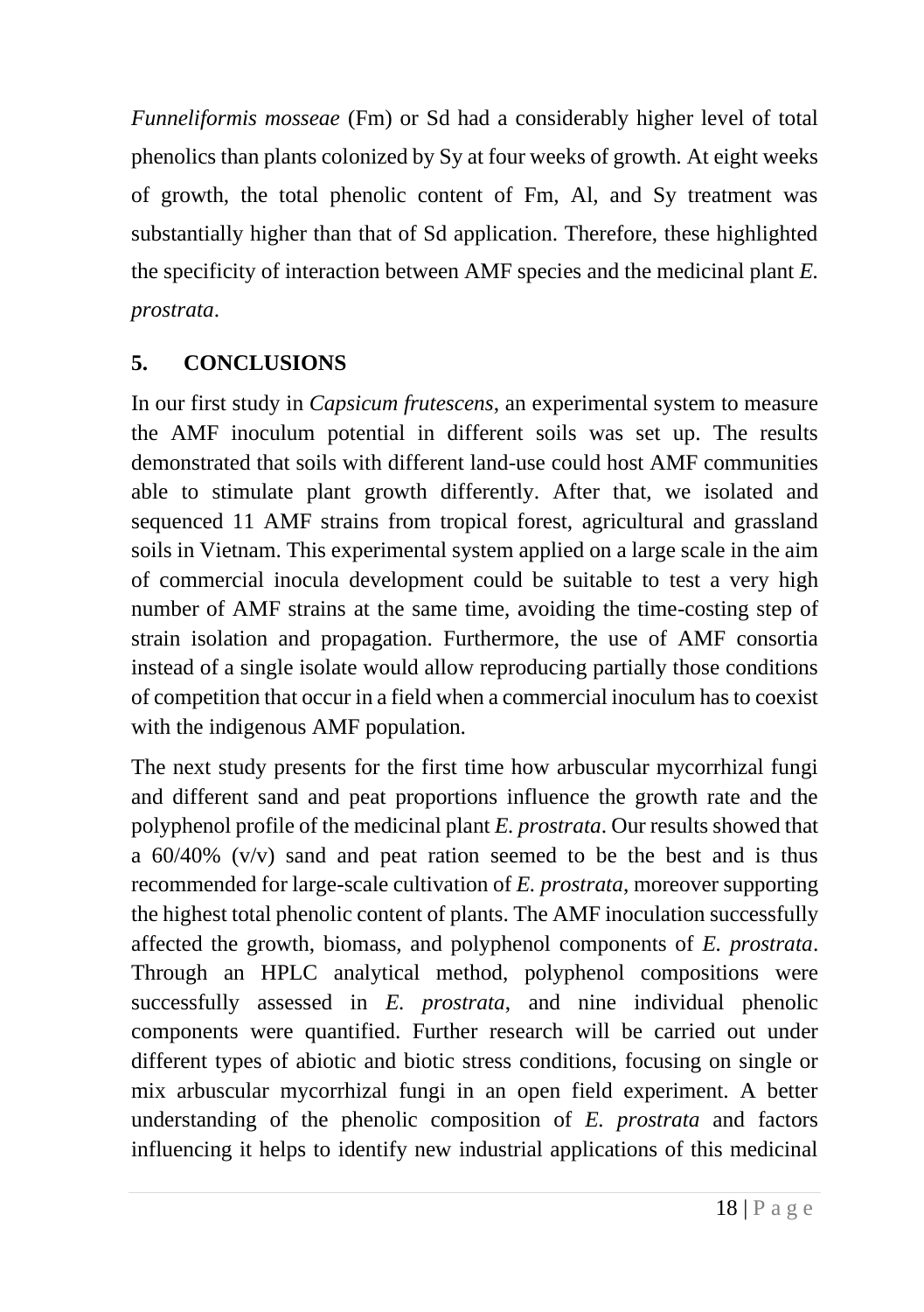*Funneliformis mosseae* (Fm) or Sd had a considerably higher level of total phenolics than plants colonized by Sy at four weeks of growth. At eight weeks of growth, the total phenolic content of Fm, Al, and Sy treatment was substantially higher than that of Sd application. Therefore, these highlighted the specificity of interaction between AMF species and the medicinal plant *E. prostrata*.

## 5. CONCLUSIONS

In our first study in *Capsicum frutescens*, an experimental system to measure the AMF inoculum potential in different soils was set up. The results demonstrated that soils with different land-use could host AMF communities able to stimulate plant growth differently. After that, we isolated and sequenced 11 AMF strains from tropical forest, agricultural and grassland soils in Vietnam. This experimental system applied on a large scale in the aim of commercial inocula development could be suitable to test a very high number of AMF strains at the same time, avoiding the time-costing step of strain isolation and propagation. Furthermore, the use of AMF consortia instead of a single isolate would allow reproducing partially those conditions of competition that occur in a field when a commercial inoculum has to coexist with the indigenous AMF population.

The next study presents for the first time how arbuscular mycorrhizal fungi and different sand and peat proportions influence the growth rate and the polyphenol profile of the medicinal plant *E. prostrata*. Our results showed that a 60/40% (v/v) sand and peat ration seemed to be the best and is thus recommended for large-scale cultivation of *E. prostrata*, moreover supporting the highest total phenolic content of plants. The AMF inoculation successfully affected the growth, biomass, and polyphenol components of *E. prostrata*. Through an HPLC analytical method, polyphenol compositions were successfully assessed in *E. prostrata*, and nine individual phenolic components were quantified. Further research will be carried out under different types of abiotic and biotic stress conditions, focusing on single or mix arbuscular mycorrhizal fungi in an open field experiment. A better understanding of the phenolic composition of *E. prostrata* and factors influencing it helps to identify new industrial applications of this medicinal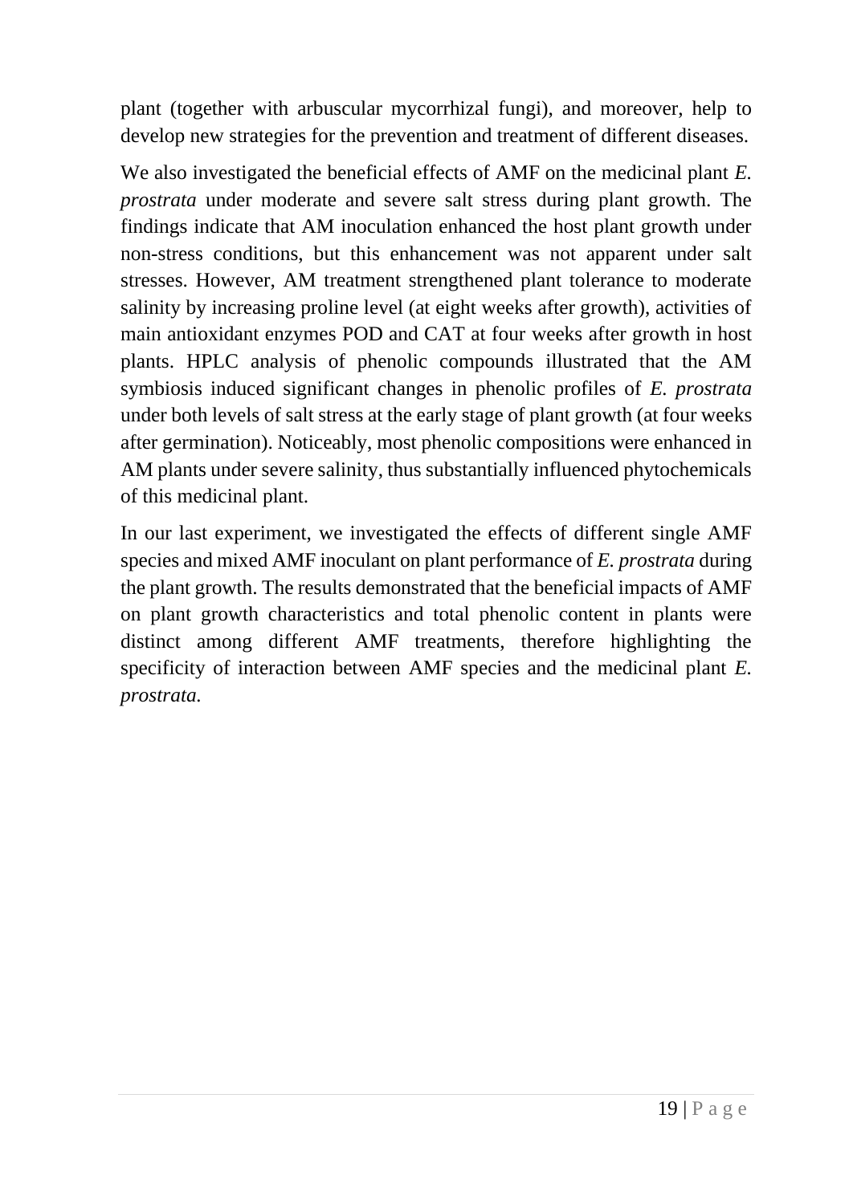plant (together with arbuscular mycorrhizal fungi), and moreover, help to develop new strategies for the prevention and treatment of different diseases.

We also investigated the beneficial effects of AMF on the medicinal plant *E. prostrata* under moderate and severe salt stress during plant growth. The findings indicate that AM inoculation enhanced the host plant growth under non-stress conditions, but this enhancement was not apparent under salt stresses. However, AM treatment strengthened plant tolerance to moderate salinity by increasing proline level (at eight weeks after growth), activities of main antioxidant enzymes POD and CAT at four weeks after growth in host plants. HPLC analysis of phenolic compounds illustrated that the AM symbiosis induced significant changes in phenolic profiles of *E. prostrata* under both levels of salt stress at the early stage of plant growth (at four weeks after germination). Noticeably, most phenolic compositions were enhanced in AM plants under severe salinity, thus substantially influenced phytochemicals of this medicinal plant.

In our last experiment, we investigated the effects of different single AMF species and mixed AMF inoculant on plant performance of *E. prostrata* during the plant growth. The results demonstrated that the beneficial impacts of AMF on plant growth characteristics and total phenolic content in plants were distinct among different AMF treatments, therefore highlighting the specificity of interaction between AMF species and the medicinal plant *E. prostrata*.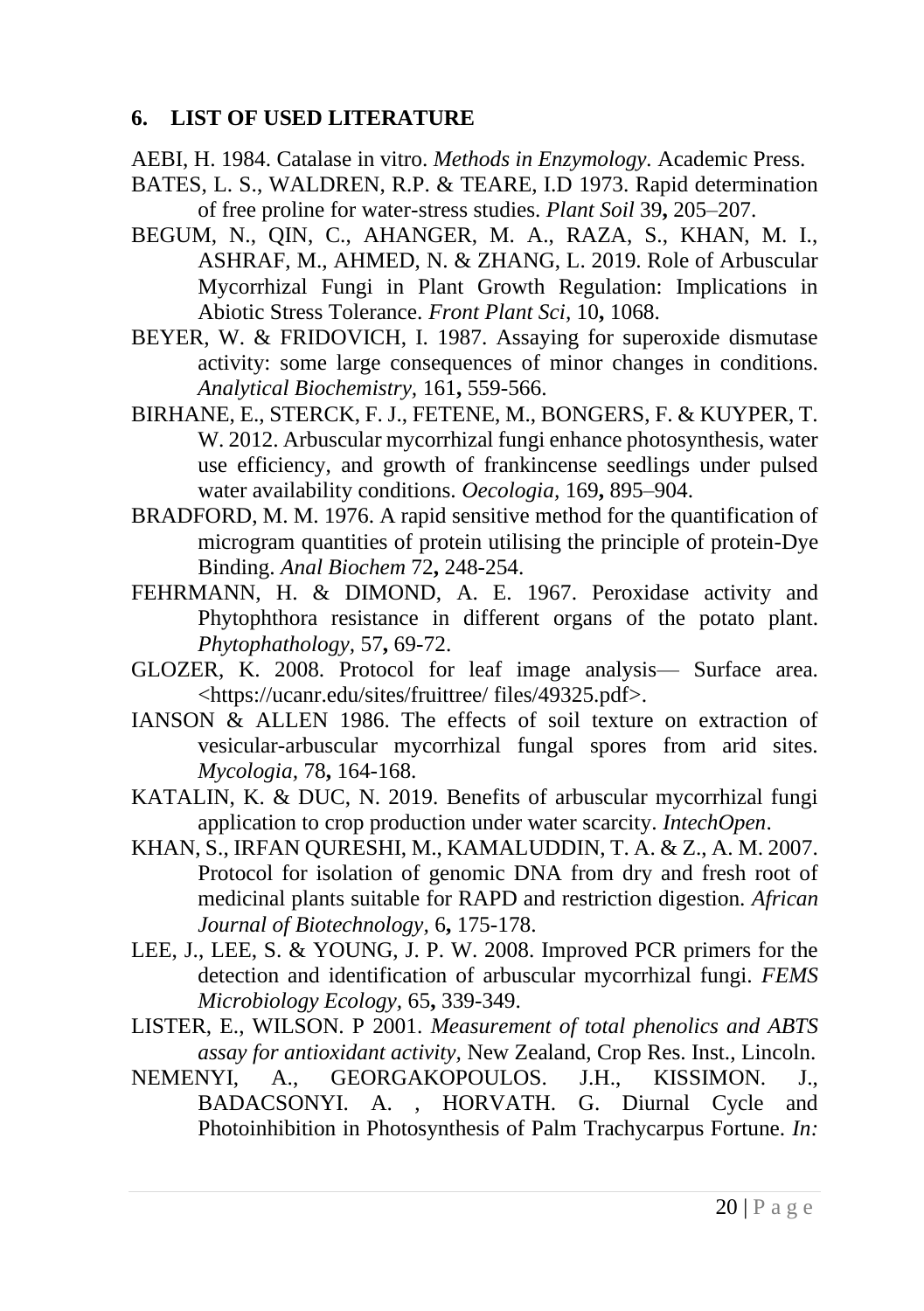## 6. LIST OF USED LITERATURE

AEBI, H. 1984. Catalase in vitro. *Methods in Enzymology.* Academic Press.

BATES, L. S., WALDREN, R.P. & TEARE, I.D 1973. Rapid determination of free proline for water-stress studies. *Plant Soil* 39**,** 205–207.

BEGUM, N., QIN, C., AHANGER, M. A., RAZA, S., KHAN, M. I., ASHRAF, M., AHMED, N. & ZHANG, L. 2019. Role of Arbuscular Mycorrhizal Fungi in Plant Growth Regulation: Implications in Abiotic Stress Tolerance. *Front Plant Sci,* 10**,** 1068.

BEYER, W. & FRIDOVICH, I. 1987. Assaying for superoxide dismutase activity: some large consequences of minor changes in conditions. *Analytical Biochemistry,* 161**,** 559-566.

BIRHANE, E., STERCK, F. J., FETENE, M., BONGERS, F. & KUYPER, T. W. 2012. Arbuscular mycorrhizal fungi enhance photosynthesis, water use efficiency, and growth of frankincense seedlings under pulsed water availability conditions. *Oecologia,* 169**,** 895–904.

BRADFORD, M. M. 1976. A rapid sensitive method for the quantification of microgram quantities of protein utilising the principle of protein-Dye Binding. *Anal Biochem* 72**,** 248-254.

FEHRMANN, H. & DIMOND, A. E. 1967. Peroxidase activity and Phytophthora resistance in different organs of the potato plant. *Phytophathology,* 57**,** 69-72.

GLOZER, K. 2008. Protocol for leaf image analysis— Surface area. <https://ucanr.edu/sites/fruittree/ files/49325.pdf>.

IANSON & ALLEN 1986. The effects of soil texture on extraction of vesicular-arbuscular mycorrhizal fungal spores from arid sites. *Mycologia,* 78**,** 164-168.

KATALIN, K. & DUC, N. 2019. Benefits of arbuscular mycorrhizal fungi application to crop production under water scarcity. *IntechOpen*.

KHAN, S., IRFAN QURESHI, M., KAMALUDDIN, T. A. & Z., A. M. 2007. Protocol for isolation of genomic DNA from dry and fresh root of medicinal plants suitable for RAPD and restriction digestion. *African Journal of Biotechnology,* 6**,** 175-178.

LEE, J., LEE, S. & YOUNG, J. P. W. 2008. Improved PCR primers for the detection and identification of arbuscular mycorrhizal fungi. *FEMS Microbiology Ecology,* 65**,** 339-349.

LISTER, E., WILSON. P 2001. *Measurement of total phenolics and ABTS assay for antioxidant activity,* New Zealand, Crop Res. Inst., Lincoln.

NEMENYI, A., GEORGAKOPOULOS. J.H., KISSIMON. J., BADACSONYI. A. , HORVATH. G. Diurnal Cycle and Photoinhibition in Photosynthesis of Palm Trachycarpus Fortune. *In:*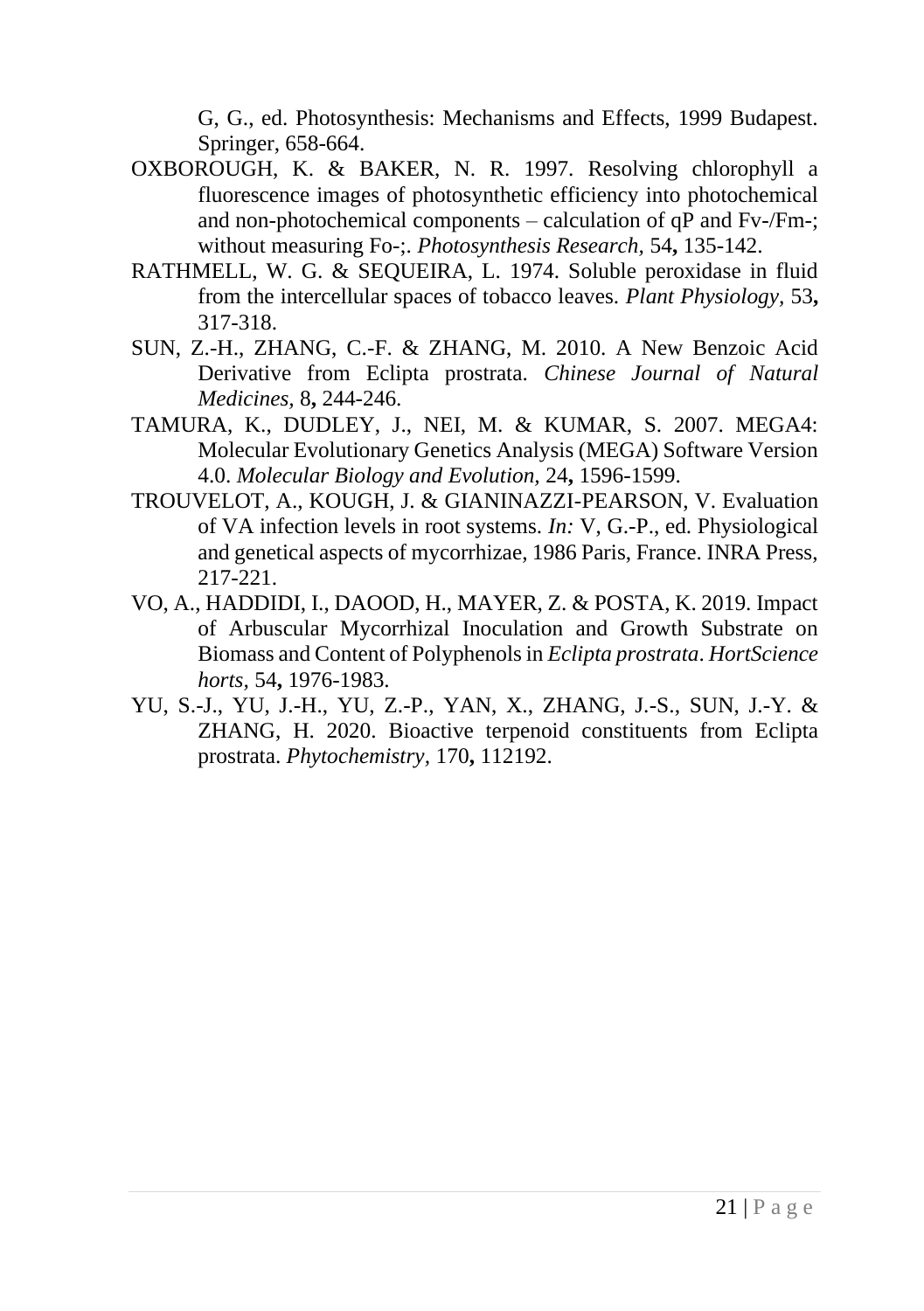G, G., ed. Photosynthesis: Mechanisms and Effects, 1999 Budapest. Springer, 658-664.

OXBOROUGH, K. & BAKER, N. R. 1997. Resolving chlorophyll a fluorescence images of photosynthetic efficiency into photochemical and non-photochemical components – calculation of qP and Fv-/Fm-; without measuring Fo-;. *Photosynthesis Research,* 54**,** 135-142.

RATHMELL, W. G. & SEQUEIRA, L. 1974. Soluble peroxidase in fluid from the intercellular spaces of tobacco leaves. *Plant Physiology,* 53**,** 317-318.

SUN, Z.-H., ZHANG, C.-F. & ZHANG, M. 2010. A New Benzoic Acid Derivative from Eclipta prostrata. *Chinese Journal of Natural Medicines,* 8**,** 244-246.

TAMURA, K., DUDLEY, J., NEI, M. & KUMAR, S. 2007. MEGA4: Molecular Evolutionary Genetics Analysis (MEGA) Software Version 4.0. *Molecular Biology and Evolution,* 24**,** 1596-1599.

TROUVELOT, A., KOUGH, J. & GIANINAZZI-PEARSON, V. Evaluation of VA infection levels in root systems. *In:* V, G.-P., ed. Physiological and genetical aspects of mycorrhizae, 1986 Paris, France. INRA Press, 217-221.

VO, A., HADDIDI, I., DAOOD, H., MAYER, Z. & POSTA, K. 2019. Impact of Arbuscular Mycorrhizal Inoculation and Growth Substrate on Biomass and Content of Polyphenols in *Eclipta prostrata*. *HortScience horts,* 54**,** 1976-1983.

YU, S.-J., YU, J.-H., YU, Z.-P., YAN, X., ZHANG, J.-S., SUN, J.-Y. & ZHANG, H. 2020. Bioactive terpenoid constituents from Eclipta prostrata. *Phytochemistry,* 170**,** 112192.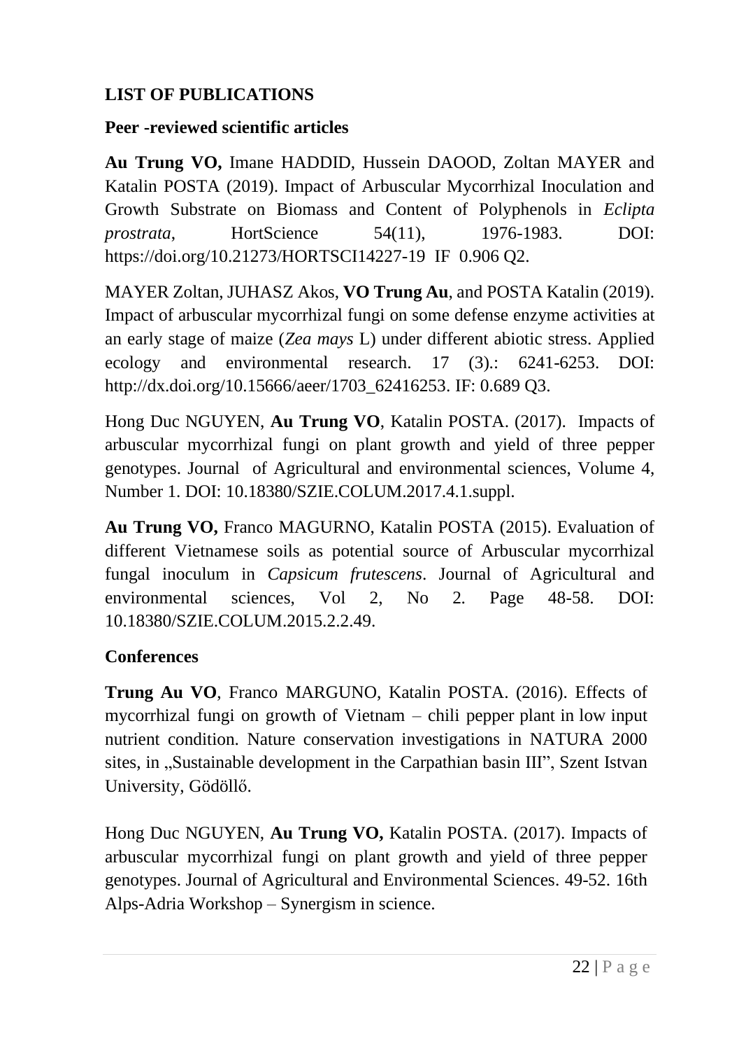## LIST OF PUBLICATIONS

### Peer -reviewed scientific articles

**Au Trung VO,** Imane HADDID, Hussein DAOOD, Zoltan MAYER and Katalin POSTA (2019). Impact of Arbuscular Mycorrhizal Inoculation and Growth Substrate on Biomass and Content of Polyphenols in *Eclipta prostrata*, HortScience 54(11), 1976-1983. DOI: https://doi.org/10.21273/HORTSCI14227-19 IF 0.906 Q2.

MAYER Zoltan, JUHASZ Akos, **VO Trung Au**, and POSTA Katalin (2019). Impact of arbuscular mycorrhizal fungi on some defense enzyme activities at an early stage of maize (*Zea mays* L) under different abiotic stress. Applied ecology and environmental research. 17 (3).: 6241-6253. DOI: http://dx.doi.org/10.15666/aeer/1703_62416253. IF: 0.689 Q3.

Hong Duc NGUYEN, **Au Trung VO**, Katalin POSTA. (2017). Impacts of arbuscular mycorrhizal fungi on plant growth and yield of three pepper genotypes. Journal of Agricultural and environmental sciences, Volume 4, Number 1. DOI: 10.18380/SZIE.COLUM.2017.4.1.suppl.

**Au Trung VO,** Franco MAGURNO, Katalin POSTA (2015). Evaluation of different Vietnamese soils as potential source of Arbuscular mycorrhizal fungal inoculum in *Capsicum frutescens*. Journal of Agricultural and environmental sciences, Vol 2, No 2. Page 48-58. DOI: 10.18380/SZIE.COLUM.2015.2.2.49.

### Conferences

**Trung Au VO**, Franco MARGUNO, Katalin POSTA. (2016). Effects of mycorrhizal fungi on growth of Vietnam – chili pepper plant in low input nutrient condition. Nature conservation investigations in NATURA 2000 sites, in „Sustainable development in the Carpathian basin III", Szent Istvan University, Gödöllő.

Hong Duc NGUYEN, **Au Trung VO,** Katalin POSTA. (2017). Impacts of arbuscular mycorrhizal fungi on plant growth and yield of three pepper genotypes. Journal of Agricultural and Environmental Sciences. 49-52. 16th Alps-Adria Workshop – Synergism in science.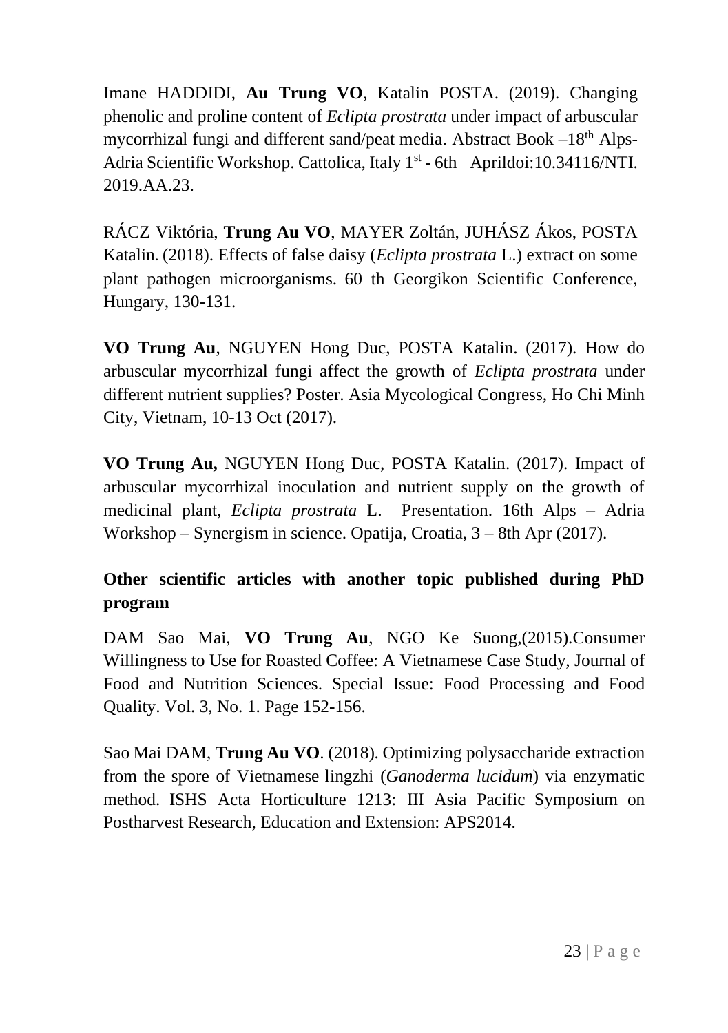Imane HADDIDI, **Au Trung VO**, Katalin POSTA. (2019). Changing phenolic and proline content of *Eclipta prostrata* under impact of arbuscular mycorrhizal fungi and different sand/peat media. Abstract Book –$18^{th}$ Alps-Adria Scientific Workshop. Cattolica, Italy $1^{st}$ - 6th Aprildoi:10.34116/NTI. 2019.AA.23.

RÁCZ Viktória, **Trung Au VO**, MAYER Zoltán, JUHÁSZ Ákos, POSTA Katalin. (2018). Effects of false daisy (*Eclipta prostrata* L.) extract on some plant pathogen microorganisms. 60 th Georgikon Scientific Conference, Hungary, 130-131.

**VO Trung Au**, NGUYEN Hong Duc, POSTA Katalin. (2017). How do arbuscular mycorrhizal fungi affect the growth of *Eclipta prostrata* under different nutrient supplies? Poster. Asia Mycological Congress, Ho Chi Minh City, Vietnam, 10-13 Oct (2017).

**VO Trung Au,** NGUYEN Hong Duc, POSTA Katalin. (2017). Impact of arbuscular mycorrhizal inoculation and nutrient supply on the growth of medicinal plant, *Eclipta prostrata* L. Presentation. 16th Alps – Adria Workshop – Synergism in science. Opatija, Croatia, 3 – 8th Apr (2017).

**Other scientific articles with another topic published during PhD program**

DAM Sao Mai, **VO Trung Au**, NGO Ke Suong,(2015).Consumer Willingness to Use for Roasted Coffee: A Vietnamese Case Study, Journal of Food and Nutrition Sciences. Special Issue: Food Processing and Food Quality. Vol. 3, No. 1. Page 152-156.

Sao Mai DAM, **Trung Au VO**. (2018). Optimizing polysaccharide extraction from the spore of Vietnamese lingzhi (*Ganoderma lucidum*) via enzymatic method. ISHS Acta Horticulture 1213: III Asia Pacific Symposium on Postharvest Research, Education and Extension: APS2014.